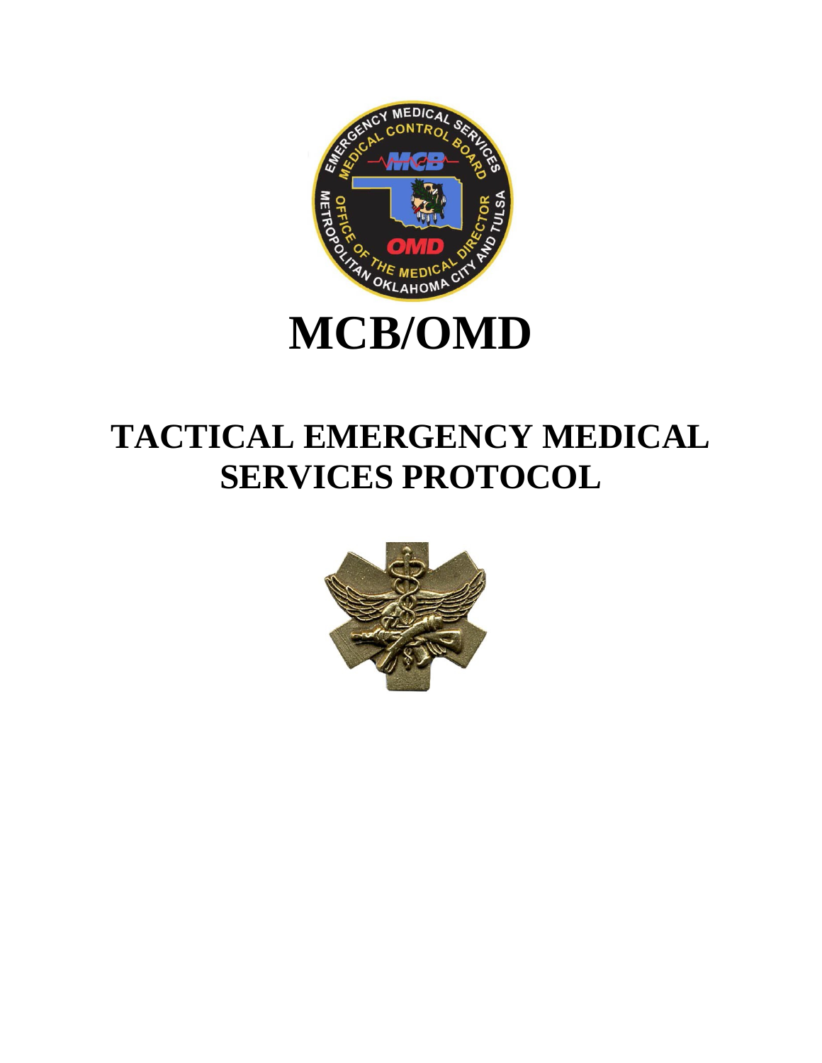# MCB/OMD

# TACTICAL EMERGENCY MEDICAL SERVICES PROTOCOL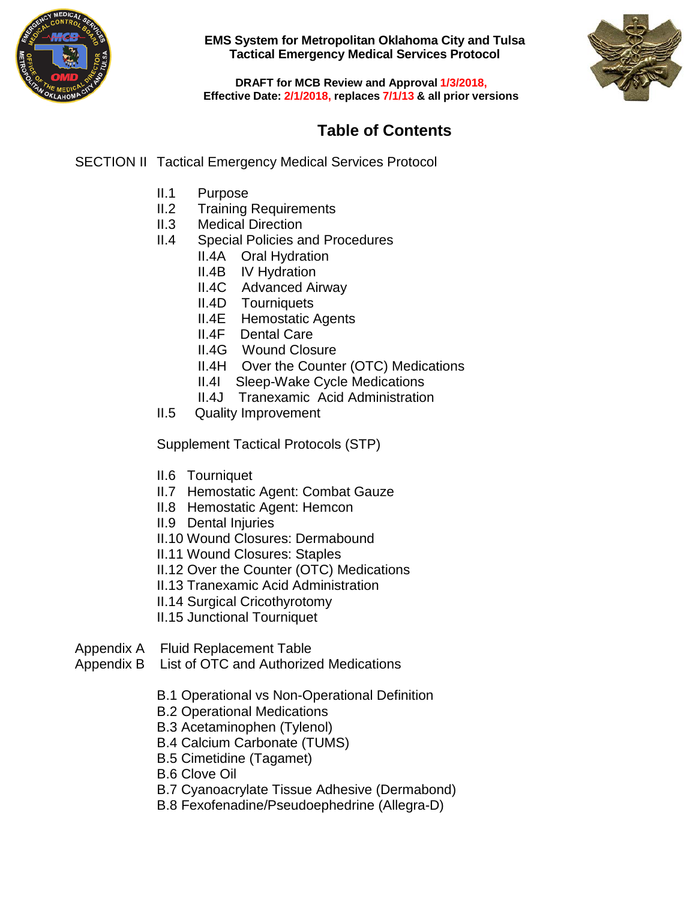**EMS System for Metropolitan Oklahoma City and Tulsa**
**Tactical Emergency Medical Services Protocol**

**DRAFT for MCB Review and Approval 1/3/2018,**
**Effective Date: 2/1/2018, replaces 7/1/13 & all prior versions**

# Table of Contents

SECTION II Tactical Emergency Medical Services Protocol

- II.1 Purpose
- II.2 Training Requirements
- II.3 Medical Direction
- II.4 Special Policies and Procedures
  - II.4A Oral Hydration
  - II.4B IV Hydration
  - II.4C Advanced Airway
  - II.4D Tourniquets
  - II.4E Hemostatic Agents
  - II.4F Dental Care
  - II.4G Wound Closure
  - II.4H Over the Counter (OTC) Medications
  - II.4I Sleep-Wake Cycle Medications
  - II.4J Tranexamic Acid Administration
- II.5 Quality Improvement

Supplement Tactical Protocols (STP)

- II.6 Tourniquet
- II.7 Hemostatic Agent: Combat Gauze
- II.8 Hemostatic Agent: Hemcon
- II.9 Dental Injuries
- II.10 Wound Closures: Dermabound
- II.11 Wound Closures: Staples
- II.12 Over the Counter (OTC) Medications
- II.13 Tranexamic Acid Administration
- II.14 Surgical Cricothyrotomy
- II.15 Junctional Tourniquet

Appendix A Fluid Replacement Table
Appendix B List of OTC and Authorized Medications

- B.1 Operational vs Non-Operational Definition
- B.2 Operational Medications
- B.3 Acetaminophen (Tylenol)
- B.4 Calcium Carbonate (TUMS)
- B.5 Cimetidine (Tagamet)
- B.6 Clove Oil
- B.7 Cyanoacrylate Tissue Adhesive (Dermabond)
- B.8 Fexofenadine/Pseudoephedrine (Allegra-D)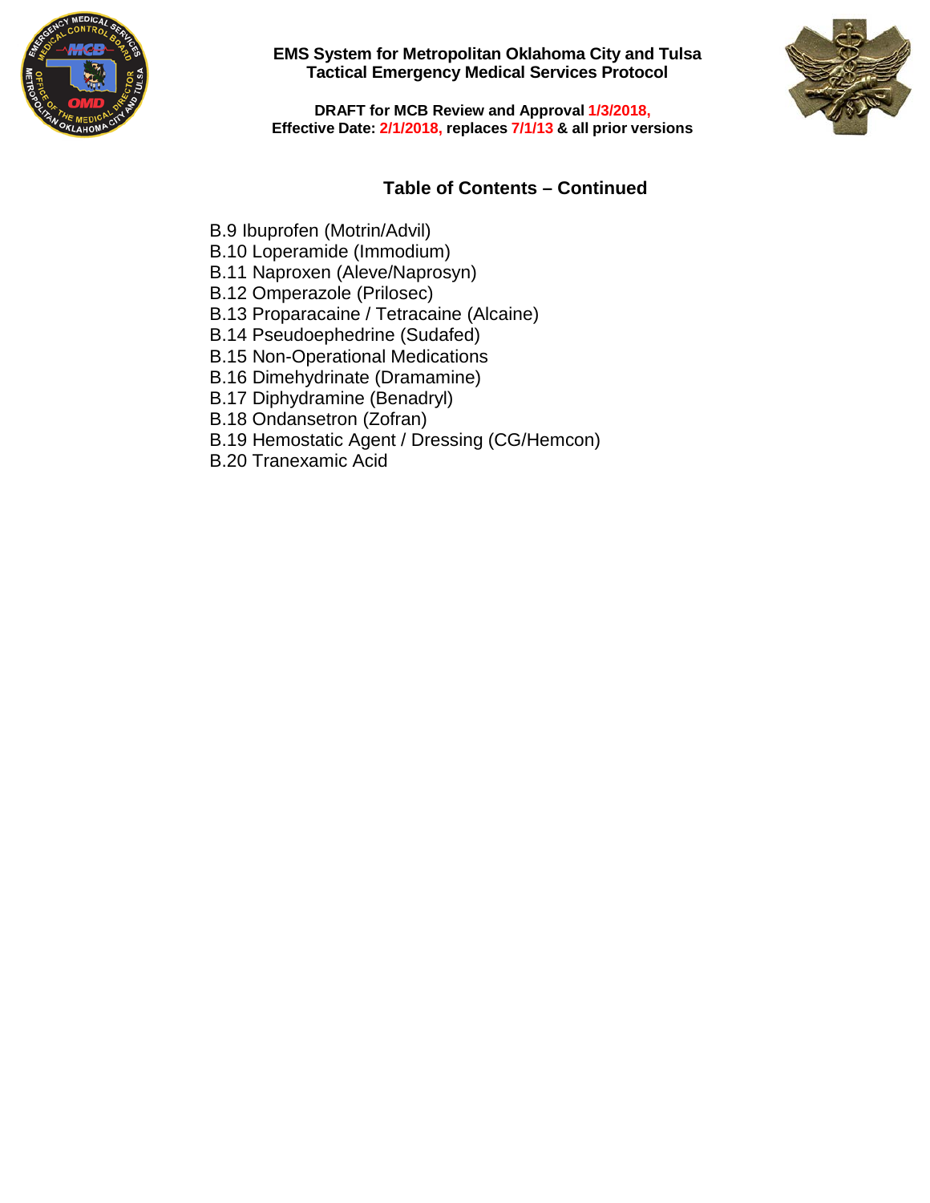## Table of Contents – Continued

B.9 Ibuprofen (Motrin/Advil)
B.10 Loperamide (Immodium)
B.11 Naproxen (Aleve/Naprosyn)
B.12 Omperazole (Prilosec)
B.13 Proparacaine / Tetracaine (Alcaine)
B.14 Pseudoephedrine (Sudafed)
B.15 Non-Operational Medications
B.16 Dimehydrinate (Dramamine)
B.17 Diphydramine (Benadryl)
B.18 Ondansetron (Zofran)
B.19 Hemostatic Agent / Dressing (CG/Hemcon)
B.20 Tranexamic Acid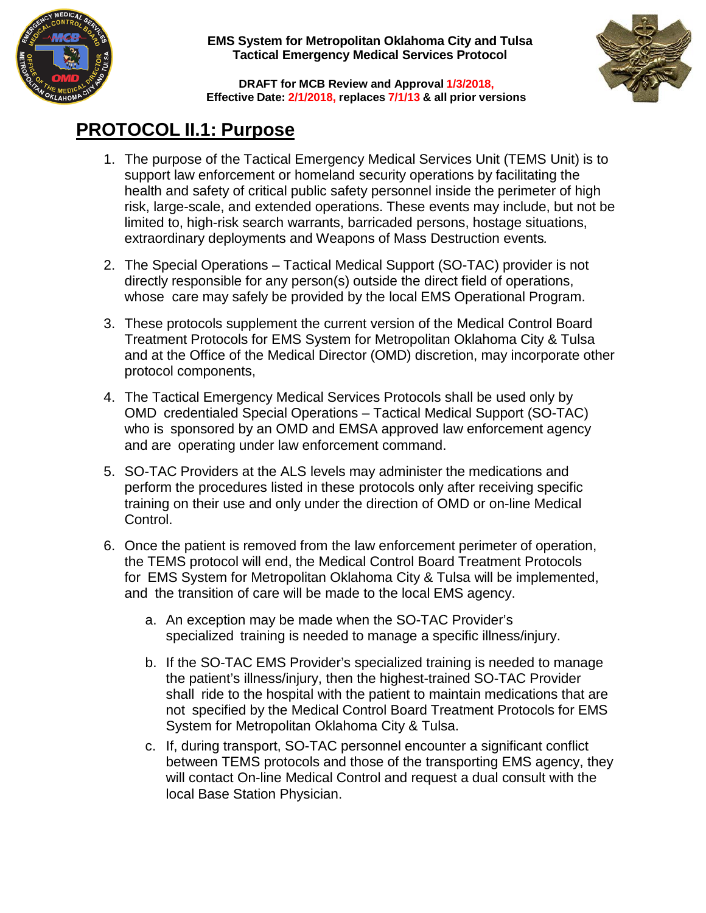# PROTOCOL II.1: Purpose

1. The purpose of the Tactical Emergency Medical Services Unit (TEMS Unit) is to support law enforcement or homeland security operations by facilitating the health and safety of critical public safety personnel inside the perimeter of high risk, large-scale, and extended operations. These events may include, but not be limited to, high-risk search warrants, barricaded persons, hostage situations, extraordinary deployments and Weapons of Mass Destruction events.

2. The Special Operations – Tactical Medical Support (SO-TAC) provider is not directly responsible for any person(s) outside the direct field of operations, whose care may safely be provided by the local EMS Operational Program.

3. These protocols supplement the current version of the Medical Control Board Treatment Protocols for EMS System for Metropolitan Oklahoma City & Tulsa and at the Office of the Medical Director (OMD) discretion, may incorporate other protocol components,

4. The Tactical Emergency Medical Services Protocols shall be used only by OMD credentialed Special Operations – Tactical Medical Support (SO-TAC) who is sponsored by an OMD and EMSA approved law enforcement agency and are operating under law enforcement command.

5. SO-TAC Providers at the ALS levels may administer the medications and perform the procedures listed in these protocols only after receiving specific training on their use and only under the direction of OMD or on-line Medical Control.

6. Once the patient is removed from the law enforcement perimeter of operation, the TEMS protocol will end, the Medical Control Board Treatment Protocols for EMS System for Metropolitan Oklahoma City & Tulsa will be implemented, and the transition of care will be made to the local EMS agency.

   a. An exception may be made when the SO-TAC Provider's specialized training is needed to manage a specific illness/injury.

   b. If the SO-TAC EMS Provider's specialized training is needed to manage the patient's illness/injury, then the highest-trained SO-TAC Provider shall ride to the hospital with the patient to maintain medications that are not specified by the Medical Control Board Treatment Protocols for EMS System for Metropolitan Oklahoma City & Tulsa.

   c. If, during transport, SO-TAC personnel encounter a significant conflict between TEMS protocols and those of the transporting EMS agency, they will contact On-line Medical Control and request a dual consult with the local Base Station Physician.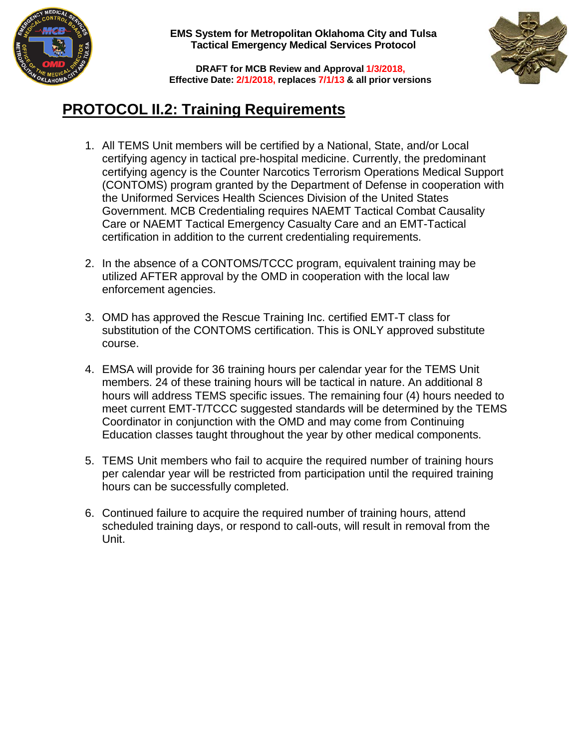# PROTOCOL II.2: Training Requirements

1. All TEMS Unit members will be certified by a National, State, and/or Local certifying agency in tactical pre-hospital medicine. Currently, the predominant certifying agency is the Counter Narcotics Terrorism Operations Medical Support (CONTOMS) program granted by the Department of Defense in cooperation with the Uniformed Services Health Sciences Division of the United States Government. MCB Credentialing requires NAEMT Tactical Combat Causality Care or NAEMT Tactical Emergency Casualty Care and an EMT-Tactical certification in addition to the current credentialing requirements.

2. In the absence of a CONTOMS/TCCC program, equivalent training may be utilized AFTER approval by the OMD in cooperation with the local law enforcement agencies.

3. OMD has approved the Rescue Training Inc. certified EMT-T class for substitution of the CONTOMS certification. This is ONLY approved substitute course.

4. EMSA will provide for 36 training hours per calendar year for the TEMS Unit members. 24 of these training hours will be tactical in nature. An additional 8 hours will address TEMS specific issues. The remaining four (4) hours needed to meet current EMT-T/TCCC suggested standards will be determined by the TEMS Coordinator in conjunction with the OMD and may come from Continuing Education classes taught throughout the year by other medical components.

5. TEMS Unit members who fail to acquire the required number of training hours per calendar year will be restricted from participation until the required training hours can be successfully completed.

6. Continued failure to acquire the required number of training hours, attend scheduled training days, or respond to call-outs, will result in removal from the Unit.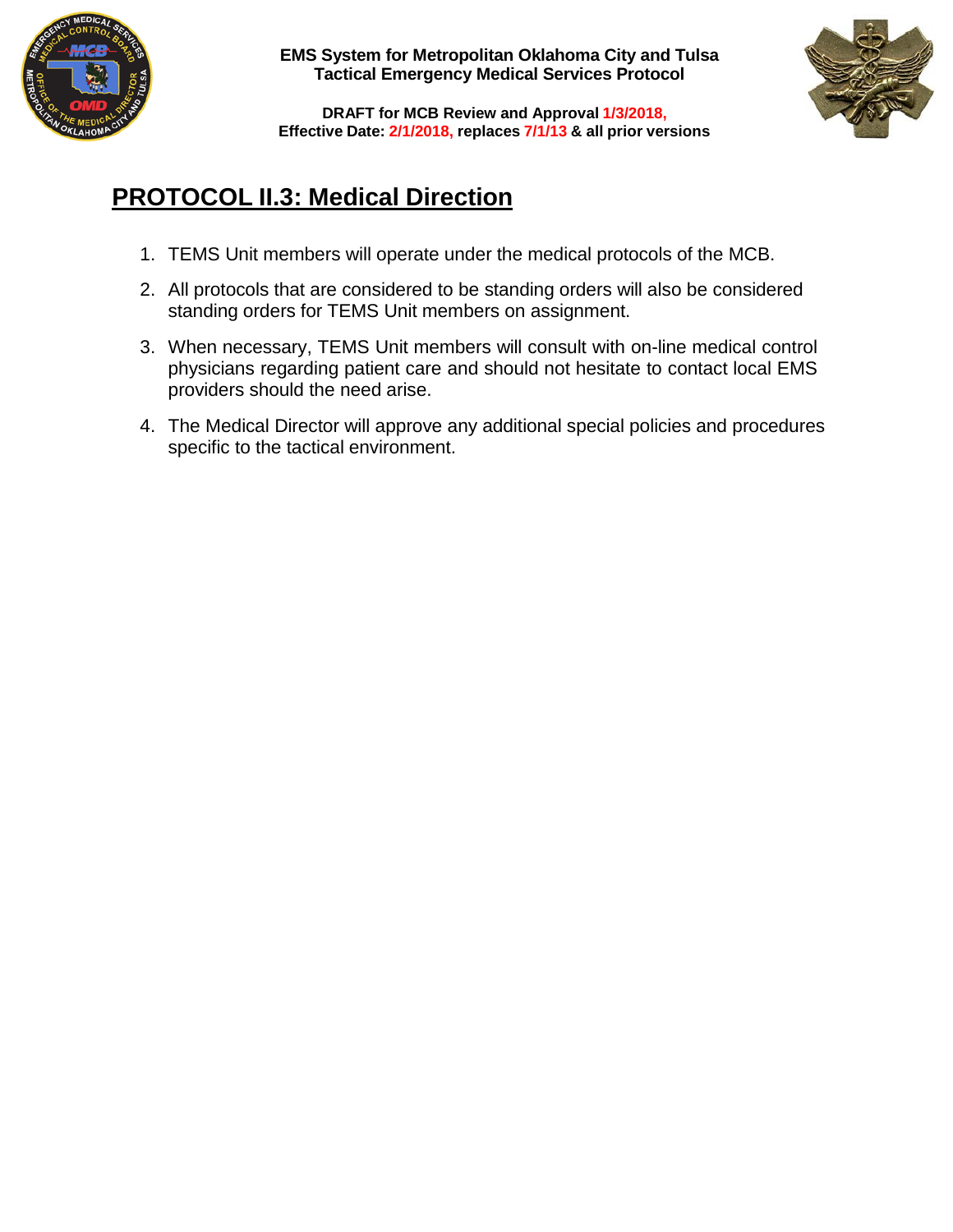## PROTOCOL II.3: Medical Direction

1. TEMS Unit members will operate under the medical protocols of the MCB.
2. All protocols that are considered to be standing orders will also be considered standing orders for TEMS Unit members on assignment.
3. When necessary, TEMS Unit members will consult with on-line medical control physicians regarding patient care and should not hesitate to contact local EMS providers should the need arise.
4. The Medical Director will approve any additional special policies and procedures specific to the tactical environment.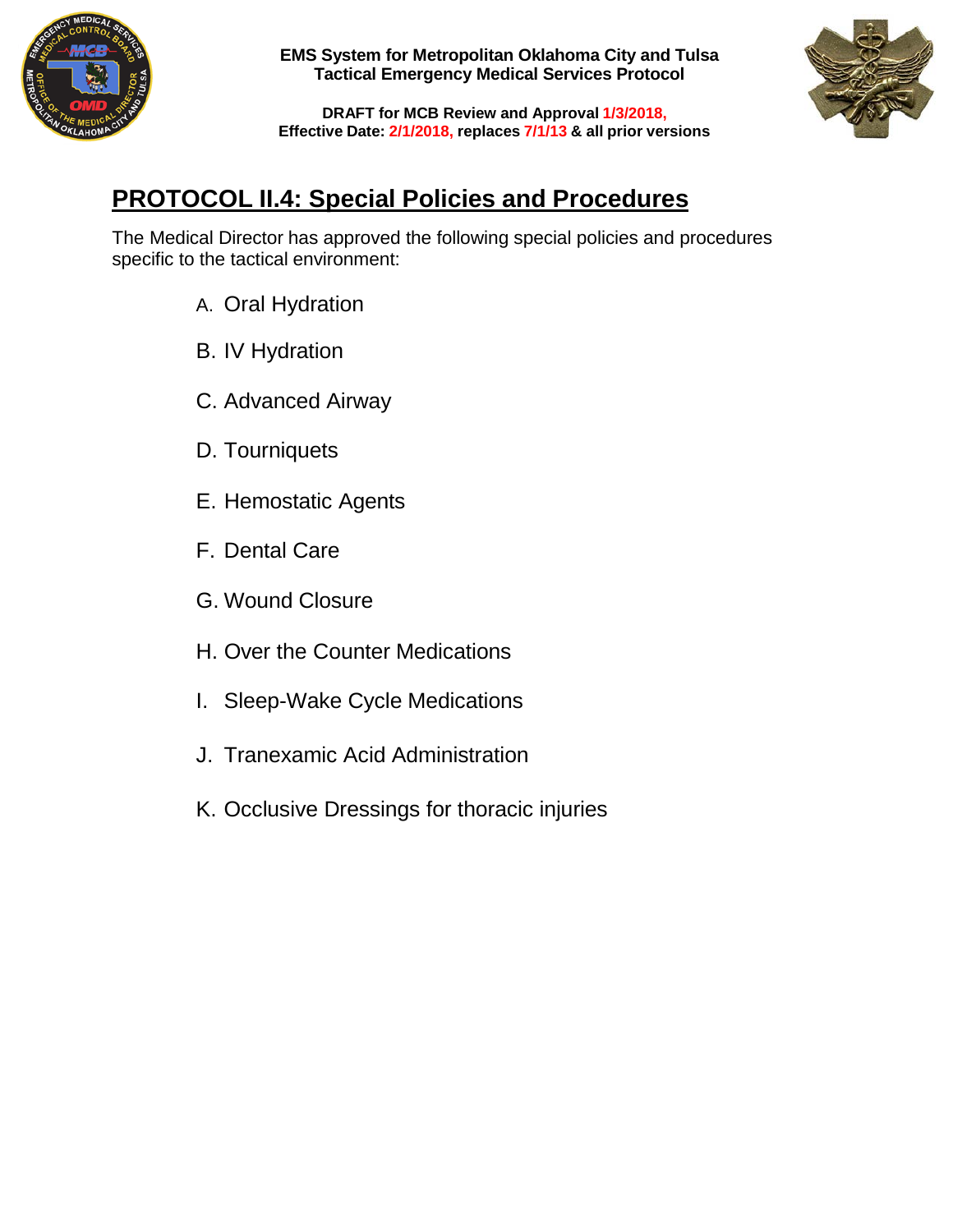# PROTOCOL II.4: Special Policies and Procedures

The Medical Director has approved the following special policies and procedures specific to the tactical environment:

A. Oral Hydration

B. IV Hydration

C. Advanced Airway

D. Tourniquets

E. Hemostatic Agents

F. Dental Care

G. Wound Closure

H. Over the Counter Medications

I. Sleep-Wake Cycle Medications

J. Tranexamic Acid Administration

K. Occlusive Dressings for thoracic injuries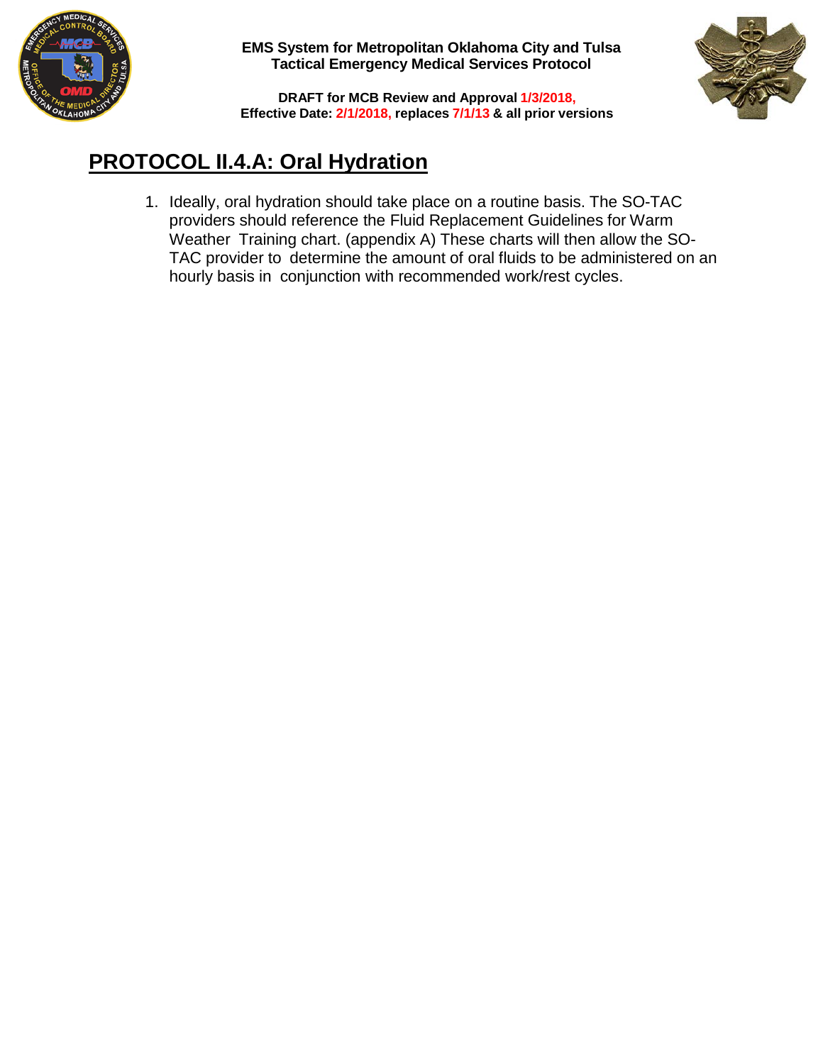# PROTOCOL II.4.A: Oral Hydration

1. Ideally, oral hydration should take place on a routine basis. The SO-TAC providers should reference the Fluid Replacement Guidelines for Warm Weather Training chart. (appendix A) These charts will then allow the SO-TAC provider to determine the amount of oral fluids to be administered on an hourly basis in conjunction with recommended work/rest cycles.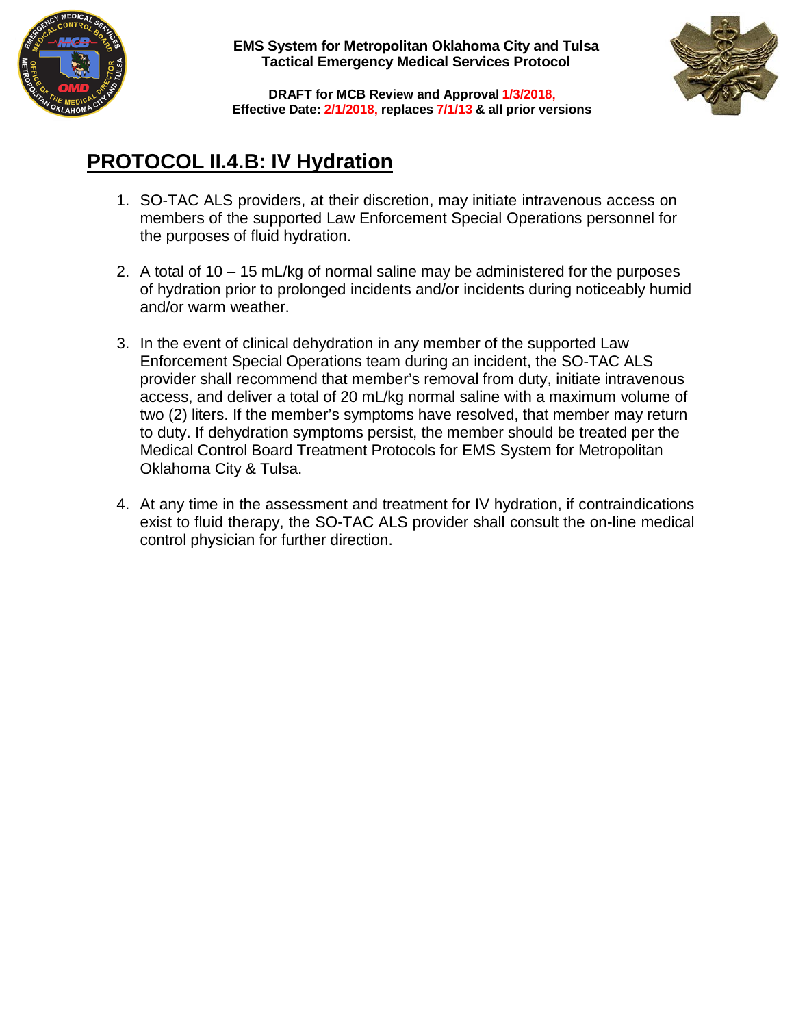## PROTOCOL II.4.B: IV Hydration

1. SO-TAC ALS providers, at their discretion, may initiate intravenous access on members of the supported Law Enforcement Special Operations personnel for the purposes of fluid hydration.

2. A total of 10 – 15 mL/kg of normal saline may be administered for the purposes of hydration prior to prolonged incidents and/or incidents during noticeably humid and/or warm weather.

3. In the event of clinical dehydration in any member of the supported Law Enforcement Special Operations team during an incident, the SO-TAC ALS provider shall recommend that member's removal from duty, initiate intravenous access, and deliver a total of 20 mL/kg normal saline with a maximum volume of two (2) liters. If the member's symptoms have resolved, that member may return to duty. If dehydration symptoms persist, the member should be treated per the Medical Control Board Treatment Protocols for EMS System for Metropolitan Oklahoma City & Tulsa.

4. At any time in the assessment and treatment for IV hydration, if contraindications exist to fluid therapy, the SO-TAC ALS provider shall consult the on-line medical control physician for further direction.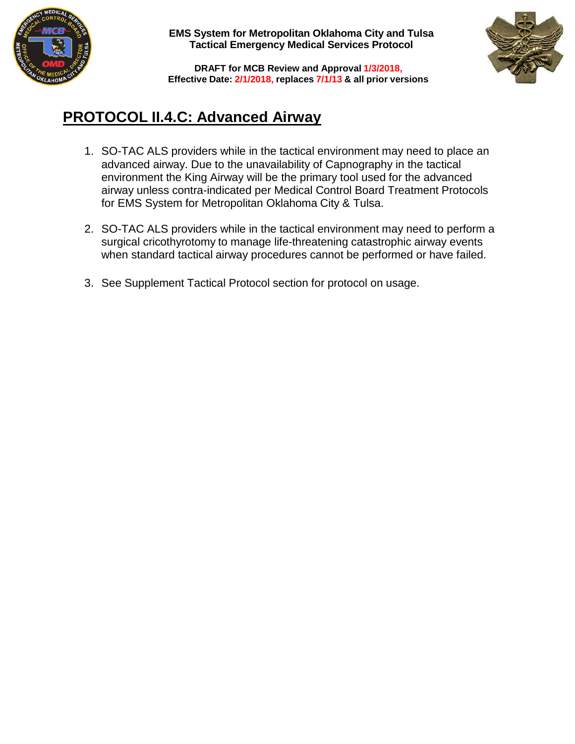# PROTOCOL II.4.C: Advanced Airway

1. SO-TAC ALS providers while in the tactical environment may need to place an advanced airway. Due to the unavailability of Capnography in the tactical environment the King Airway will be the primary tool used for the advanced airway unless contra-indicated per Medical Control Board Treatment Protocols for EMS System for Metropolitan Oklahoma City & Tulsa.

2. SO-TAC ALS providers while in the tactical environment may need to perform a surgical cricothyrotomy to manage life-threatening catastrophic airway events when standard tactical airway procedures cannot be performed or have failed.

3. See Supplement Tactical Protocol section for protocol on usage.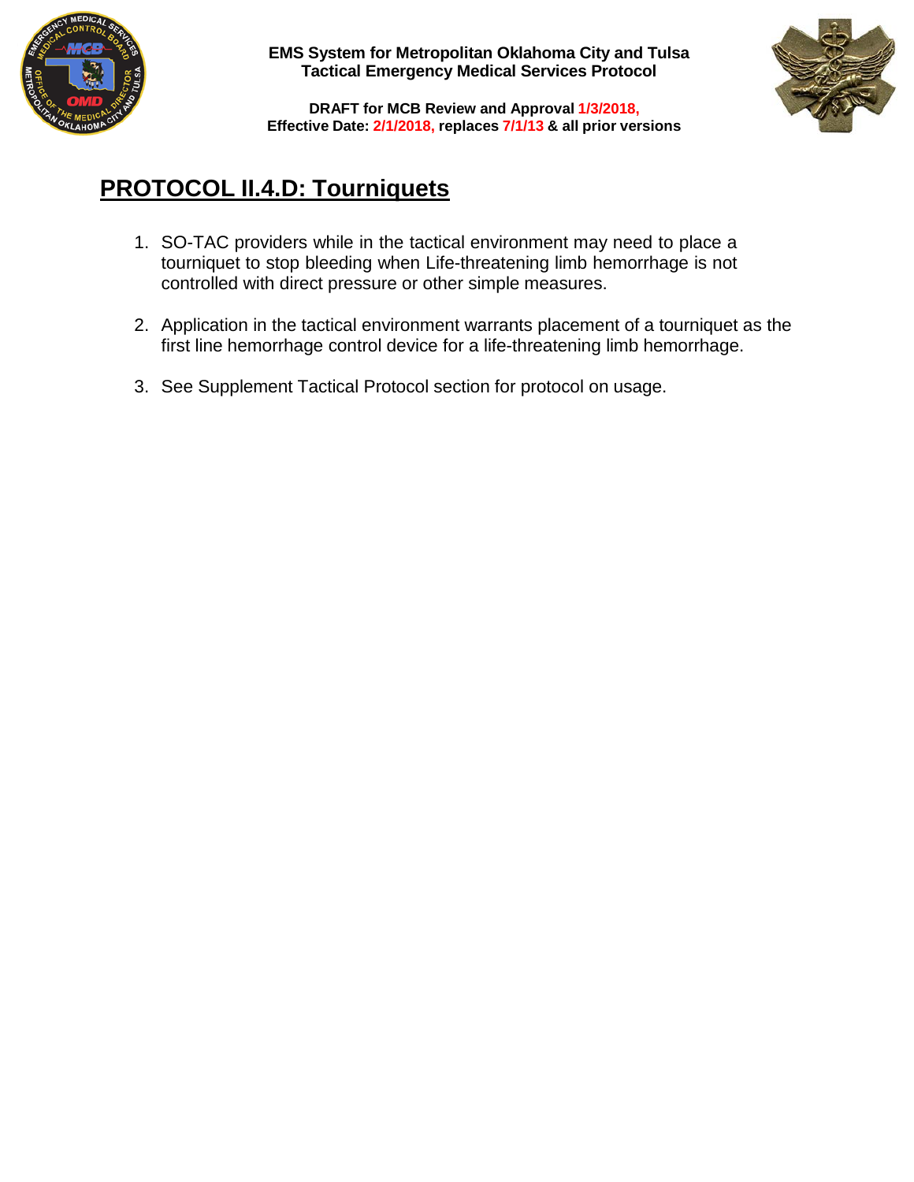# PROTOCOL II.4.D: Tourniquets

1. SO-TAC providers while in the tactical environment may need to place a tourniquet to stop bleeding when Life-threatening limb hemorrhage is not controlled with direct pressure or other simple measures.

2. Application in the tactical environment warrants placement of a tourniquet as the first line hemorrhage control device for a life-threatening limb hemorrhage.

3. See Supplement Tactical Protocol section for protocol on usage.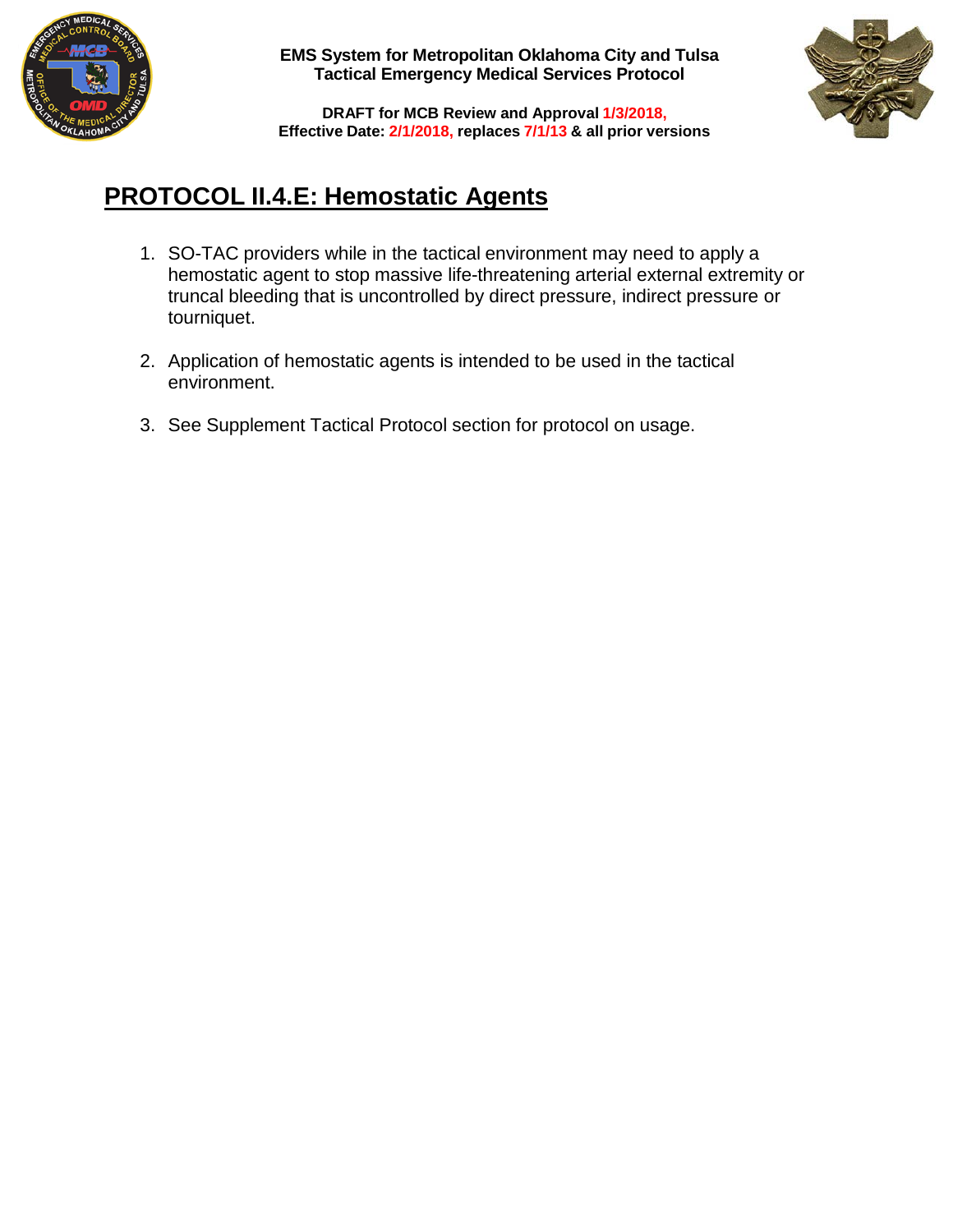# PROTOCOL II.4.E: Hemostatic Agents

1. SO-TAC providers while in the tactical environment may need to apply a hemostatic agent to stop massive life-threatening arterial external extremity or truncal bleeding that is uncontrolled by direct pressure, indirect pressure or tourniquet.

2. Application of hemostatic agents is intended to be used in the tactical environment.

3. See Supplement Tactical Protocol section for protocol on usage.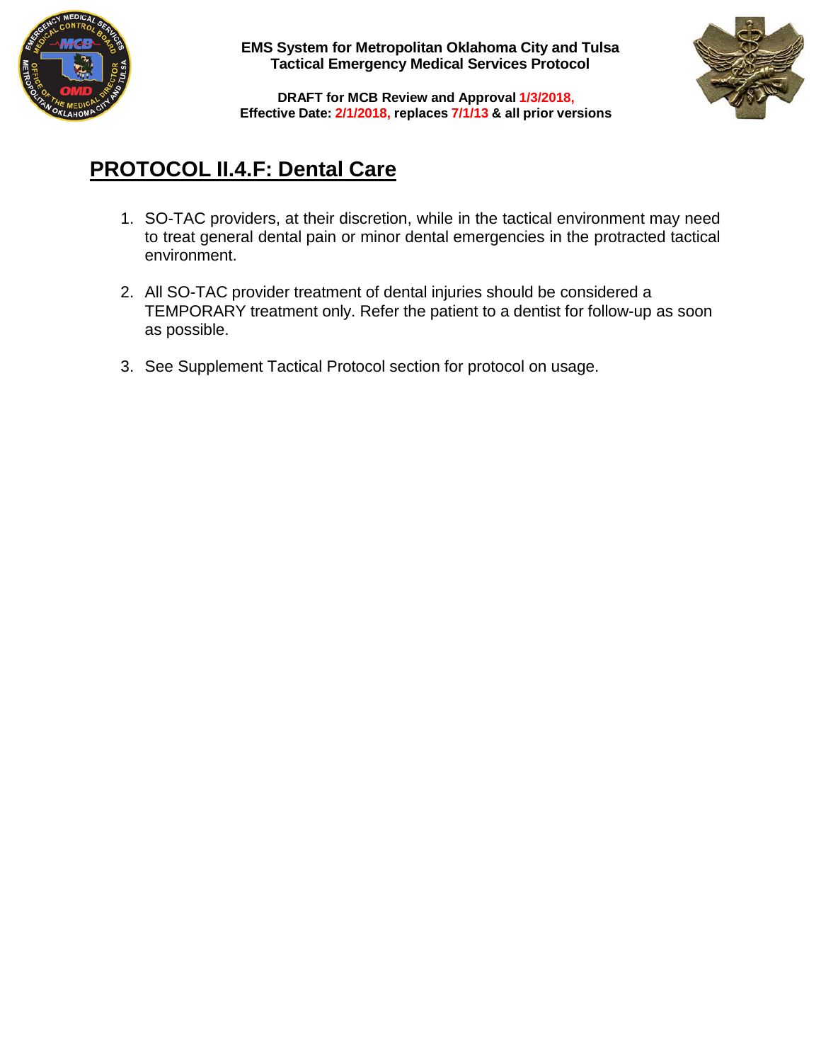# PROTOCOL II.4.F: Dental Care

1. SO-TAC providers, at their discretion, while in the tactical environment may need to treat general dental pain or minor dental emergencies in the protracted tactical environment.

2. All SO-TAC provider treatment of dental injuries should be considered a TEMPORARY treatment only. Refer the patient to a dentist for follow-up as soon as possible.

3. See Supplement Tactical Protocol section for protocol on usage.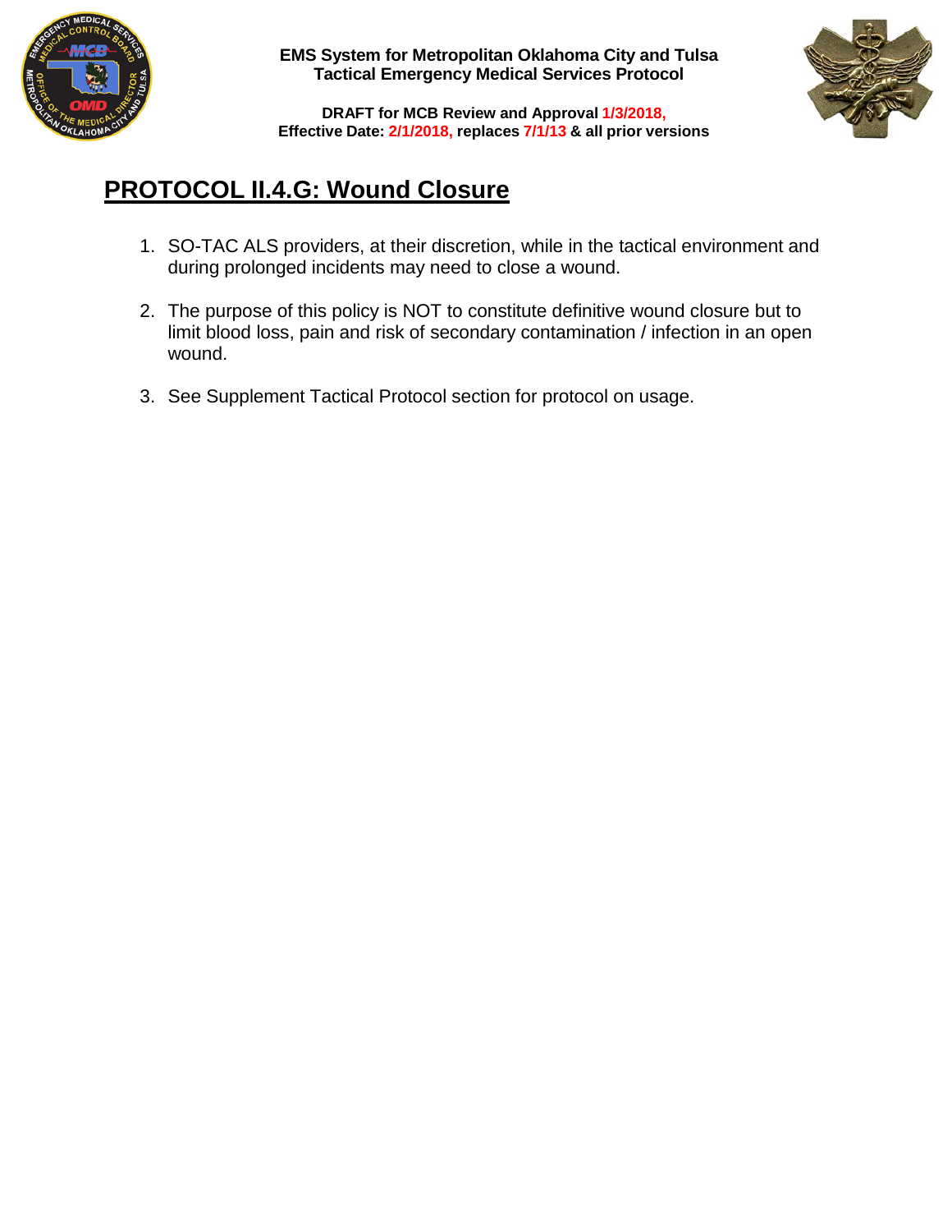# PROTOCOL II.4.G: Wound Closure

1. SO-TAC ALS providers, at their discretion, while in the tactical environment and during prolonged incidents may need to close a wound.

2. The purpose of this policy is NOT to constitute definitive wound closure but to limit blood loss, pain and risk of secondary contamination / infection in an open wound.

3. See Supplement Tactical Protocol section for protocol on usage.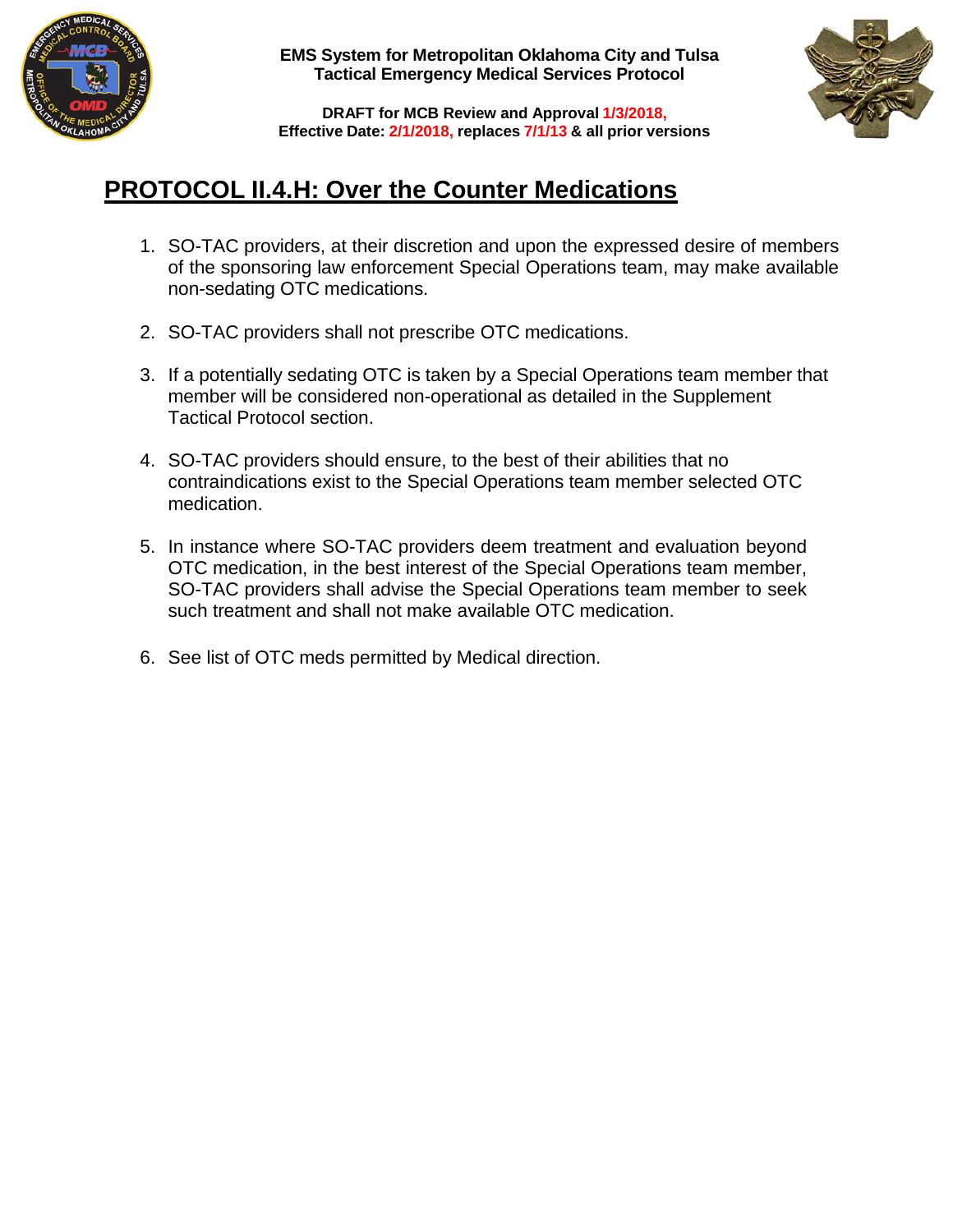# PROTOCOL II.4.H: Over the Counter Medications

1. SO-TAC providers, at their discretion and upon the expressed desire of members of the sponsoring law enforcement Special Operations team, may make available non-sedating OTC medications.

2. SO-TAC providers shall not prescribe OTC medications.

3. If a potentially sedating OTC is taken by a Special Operations team member that member will be considered non-operational as detailed in the Supplement Tactical Protocol section.

4. SO-TAC providers should ensure, to the best of their abilities that no contraindications exist to the Special Operations team member selected OTC medication.

5. In instance where SO-TAC providers deem treatment and evaluation beyond OTC medication, in the best interest of the Special Operations team member, SO-TAC providers shall advise the Special Operations team member to seek such treatment and shall not make available OTC medication.

6. See list of OTC meds permitted by Medical direction.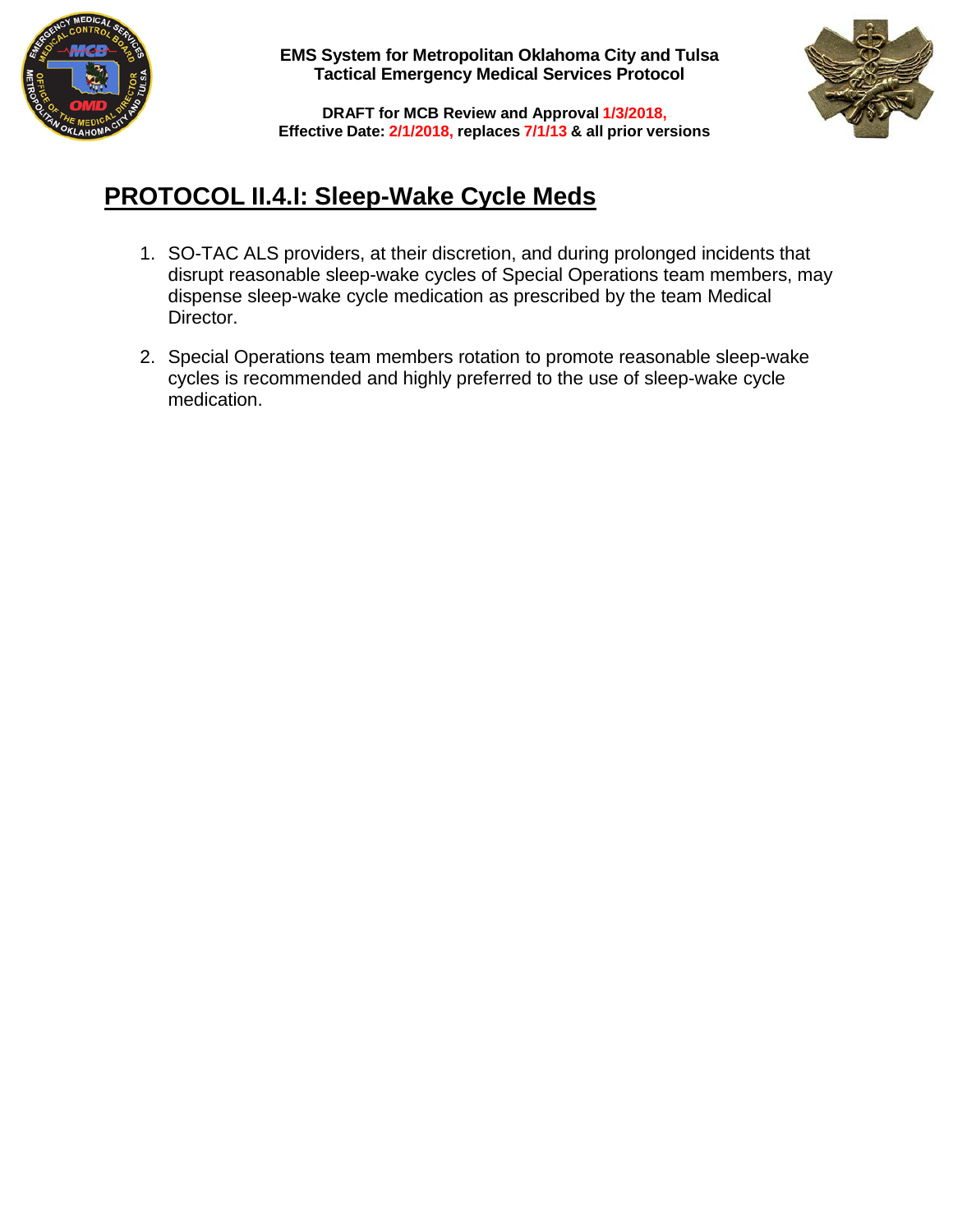## PROTOCOL II.4.I: Sleep-Wake Cycle Meds

1. SO-TAC ALS providers, at their discretion, and during prolonged incidents that disrupt reasonable sleep-wake cycles of Special Operations team members, may dispense sleep-wake cycle medication as prescribed by the team Medical Director.

2. Special Operations team members rotation to promote reasonable sleep-wake cycles is recommended and highly preferred to the use of sleep-wake cycle medication.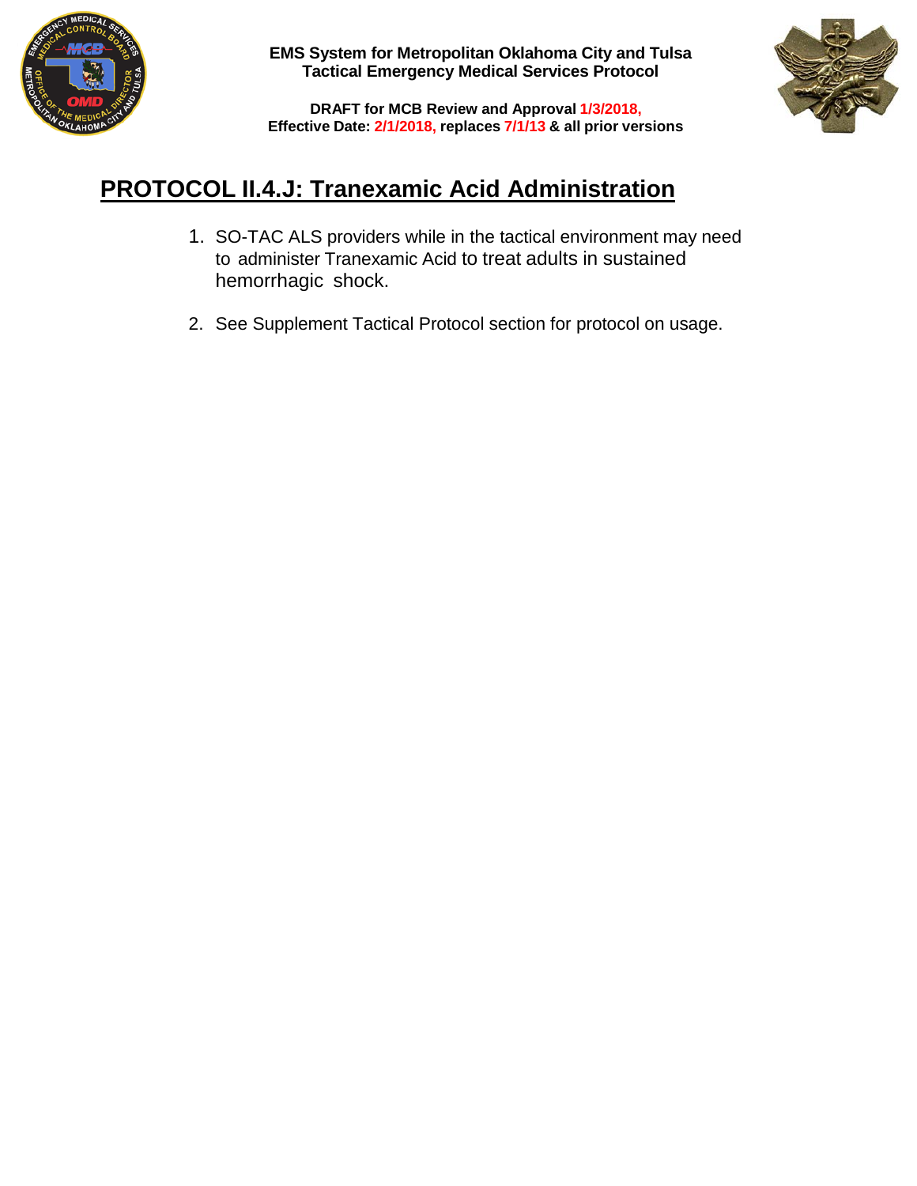## PROTOCOL II.4.J: Tranexamic Acid Administration

1. SO-TAC ALS providers while in the tactical environment may need to administer Tranexamic Acid to treat adults in sustained hemorrhagic shock.

2. See Supplement Tactical Protocol section for protocol on usage.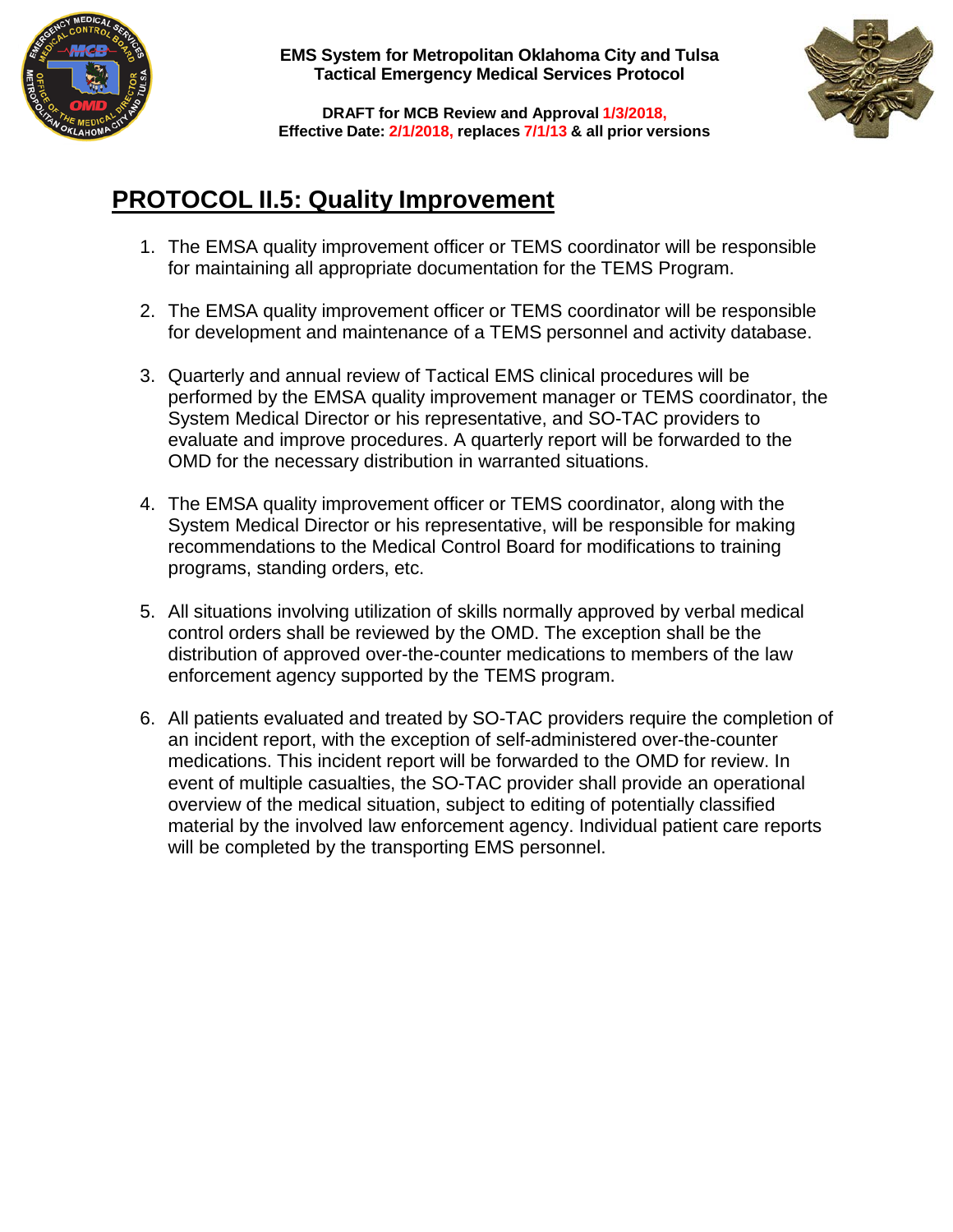## PROTOCOL II.5: Quality Improvement

1. The EMSA quality improvement officer or TEMS coordinator will be responsible for maintaining all appropriate documentation for the TEMS Program.

2. The EMSA quality improvement officer or TEMS coordinator will be responsible for development and maintenance of a TEMS personnel and activity database.

3. Quarterly and annual review of Tactical EMS clinical procedures will be performed by the EMSA quality improvement manager or TEMS coordinator, the System Medical Director or his representative, and SO-TAC providers to evaluate and improve procedures. A quarterly report will be forwarded to the OMD for the necessary distribution in warranted situations.

4. The EMSA quality improvement officer or TEMS coordinator, along with the System Medical Director or his representative, will be responsible for making recommendations to the Medical Control Board for modifications to training programs, standing orders, etc.

5. All situations involving utilization of skills normally approved by verbal medical control orders shall be reviewed by the OMD. The exception shall be the distribution of approved over-the-counter medications to members of the law enforcement agency supported by the TEMS program.

6. All patients evaluated and treated by SO-TAC providers require the completion of an incident report, with the exception of self-administered over-the-counter medications. This incident report will be forwarded to the OMD for review. In event of multiple casualties, the SO-TAC provider shall provide an operational overview of the medical situation, subject to editing of potentially classified material by the involved law enforcement agency. Individual patient care reports will be completed by the transporting EMS personnel.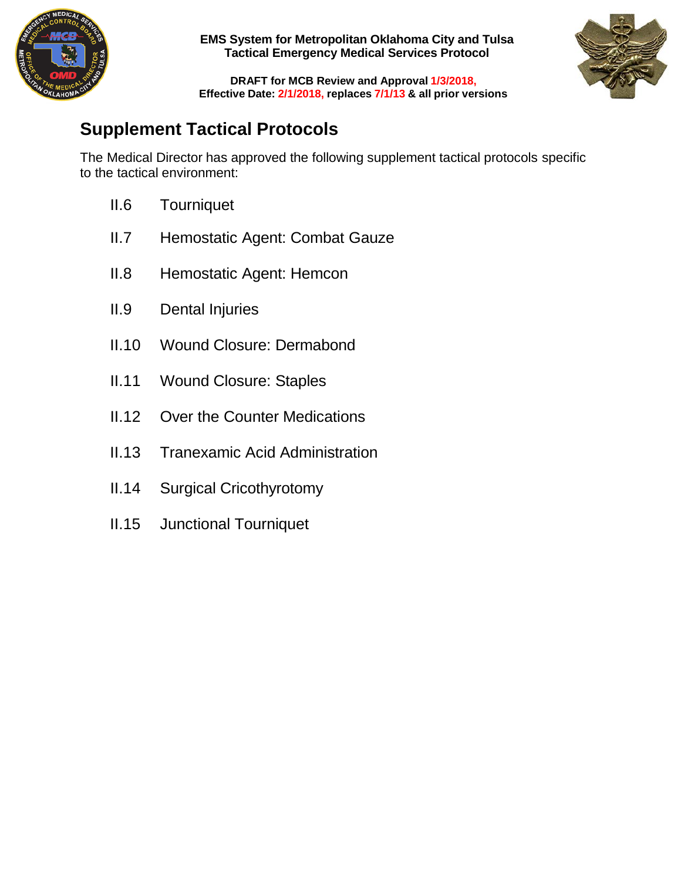## Supplement Tactical Protocols

The Medical Director has approved the following supplement tactical protocols specific to the tactical environment:

- II.6 Tourniquet
- II.7 Hemostatic Agent: Combat Gauze
- II.8 Hemostatic Agent: Hemcon
- II.9 Dental Injuries
- II.10 Wound Closure: Dermabond
- II.11 Wound Closure: Staples
- II.12 Over the Counter Medications
- II.13 Tranexamic Acid Administration
- II.14 Surgical Cricothyrotomy
- II.15 Junctional Tourniquet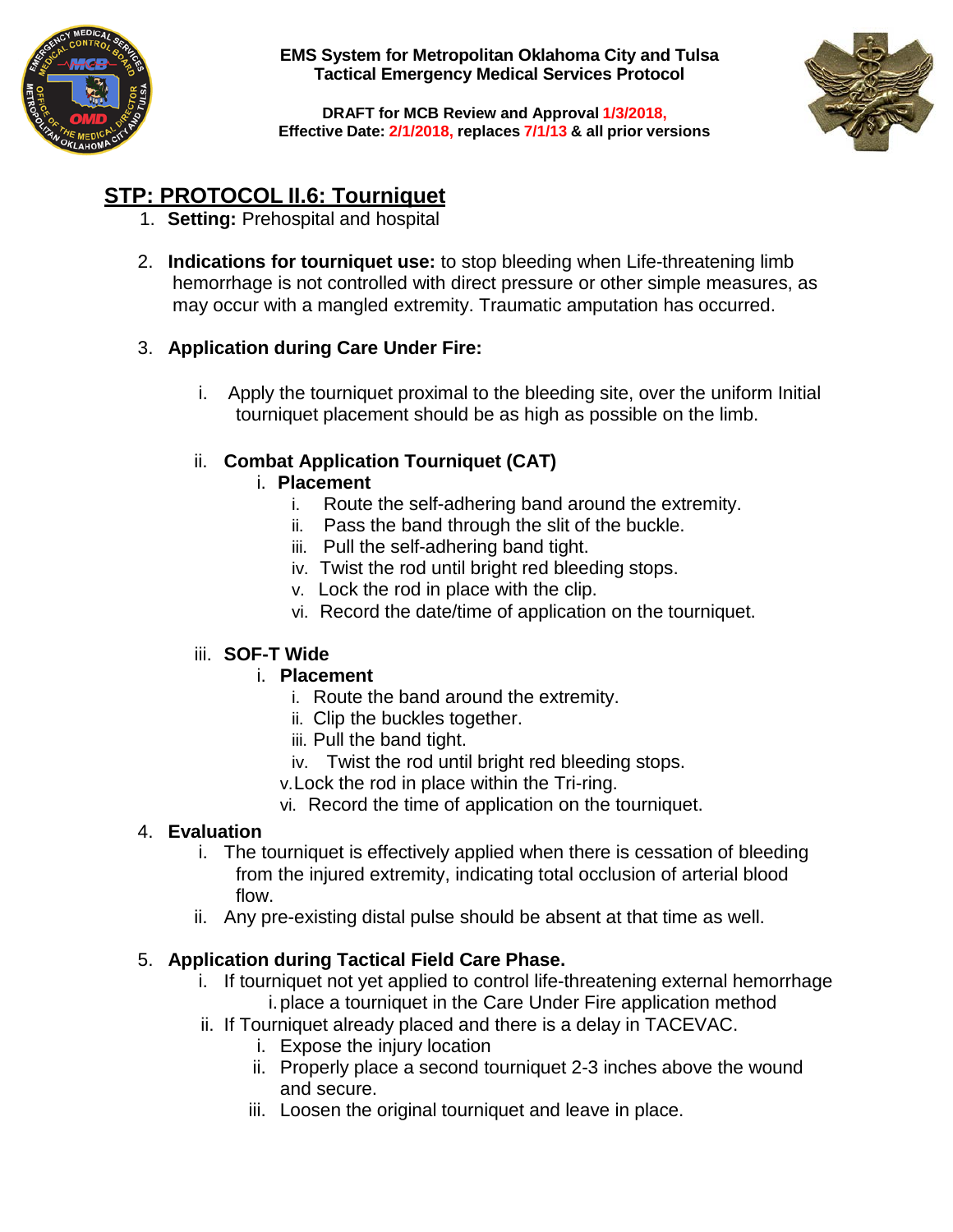**EMS System for Metropolitan Oklahoma City and Tulsa**
**Tactical Emergency Medical Services Protocol**

**DRAFT for MCB Review and Approval 1/3/2018,**
**Effective Date: 2/1/2018, replaces 7/1/13 & all prior versions**

# STP: PROTOCOL II.6: Tourniquet

1. **Setting:** Prehospital and hospital

2. **Indications for tourniquet use:** to stop bleeding when Life-threatening limb hemorrhage is not controlled with direct pressure or other simple measures, as may occur with a mangled extremity. Traumatic amputation has occurred.

3. **Application during Care Under Fire:**

   i. Apply the tourniquet proximal to the bleeding site, over the uniform Initial tourniquet placement should be as high as possible on the limb.

   ii. **Combat Application Tourniquet (CAT)**
      i. **Placement**
         i. Route the self-adhering band around the extremity.
         ii. Pass the band through the slit of the buckle.
         iii. Pull the self-adhering band tight.
         iv. Twist the rod until bright red bleeding stops.
         v. Lock the rod in place with the clip.
         vi. Record the date/time of application on the tourniquet.

   iii. **SOF-T Wide**
      i. **Placement**
         i. Route the band around the extremity.
         ii. Clip the buckles together.
         iii. Pull the band tight.
         iv. Twist the rod until bright red bleeding stops.
         v. Lock the rod in place within the Tri-ring.
         vi. Record the time of application on the tourniquet.

4. **Evaluation**
   i. The tourniquet is effectively applied when there is cessation of bleeding from the injured extremity, indicating total occlusion of arterial blood flow.
   ii. Any pre-existing distal pulse should be absent at that time as well.

5. **Application during Tactical Field Care Phase.**
   i. If tourniquet not yet applied to control life-threatening external hemorrhage
      i. place a tourniquet in the Care Under Fire application method
   ii. If Tourniquet already placed and there is a delay in TACEVAC.
      i. Expose the injury location
      ii. Properly place a second tourniquet 2-3 inches above the wound and secure.
      iii. Loosen the original tourniquet and leave in place.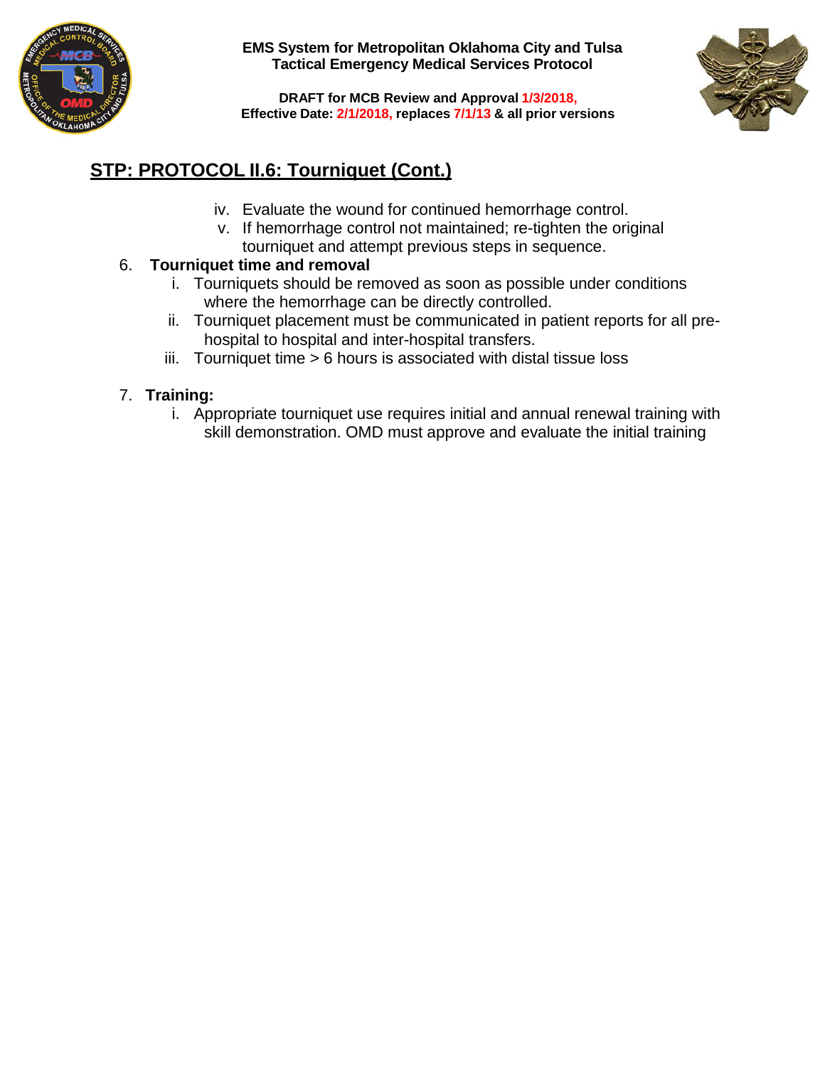## STP: PROTOCOL II.6: Tourniquet (Cont.)

iv. Evaluate the wound for continued hemorrhage control.
v. If hemorrhage control not maintained; re-tighten the original tourniquet and attempt previous steps in sequence.

6. **Tourniquet time and removal**
   i. Tourniquets should be removed as soon as possible under conditions where the hemorrhage can be directly controlled.
   ii. Tourniquet placement must be communicated in patient reports for all pre-hospital to hospital and inter-hospital transfers.
   iii. Tourniquet time > 6 hours is associated with distal tissue loss

7. **Training:**
   i. Appropriate tourniquet use requires initial and annual renewal training with skill demonstration. OMD must approve and evaluate the initial training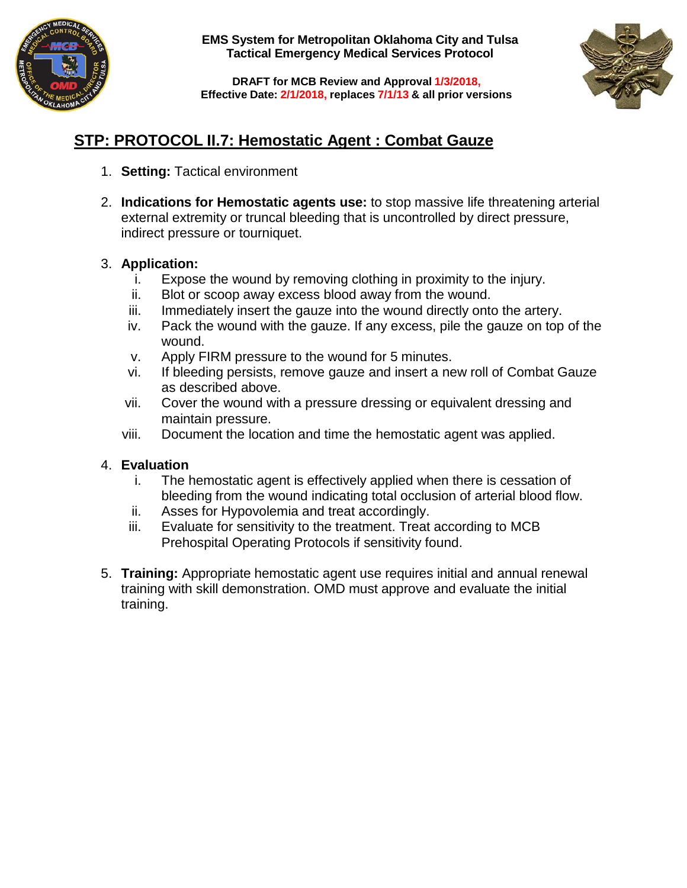**EMS System for Metropolitan Oklahoma City and Tulsa**
**Tactical Emergency Medical Services Protocol**

**DRAFT for MCB Review and Approval 1/3/2018,**
**Effective Date: 2/1/2018, replaces 7/1/13 & all prior versions**

## STP: PROTOCOL II.7: Hemostatic Agent : Combat Gauze

1. **Setting:** Tactical environment

2. **Indications for Hemostatic agents use:** to stop massive life threatening arterial external extremity or truncal bleeding that is uncontrolled by direct pressure, indirect pressure or tourniquet.

3. **Application:**
   i. Expose the wound by removing clothing in proximity to the injury.
   ii. Blot or scoop away excess blood away from the wound.
   iii. Immediately insert the gauze into the wound directly onto the artery.
   iv. Pack the wound with the gauze. If any excess, pile the gauze on top of the wound.
   v. Apply FIRM pressure to the wound for 5 minutes.
   vi. If bleeding persists, remove gauze and insert a new roll of Combat Gauze as described above.
   vii. Cover the wound with a pressure dressing or equivalent dressing and maintain pressure.
   viii. Document the location and time the hemostatic agent was applied.

4. **Evaluation**
   i. The hemostatic agent is effectively applied when there is cessation of bleeding from the wound indicating total occlusion of arterial blood flow.
   ii. Asses for Hypovolemia and treat accordingly.
   iii. Evaluate for sensitivity to the treatment. Treat according to MCB Prehospital Operating Protocols if sensitivity found.

5. **Training:** Appropriate hemostatic agent use requires initial and annual renewal training with skill demonstration. OMD must approve and evaluate the initial training.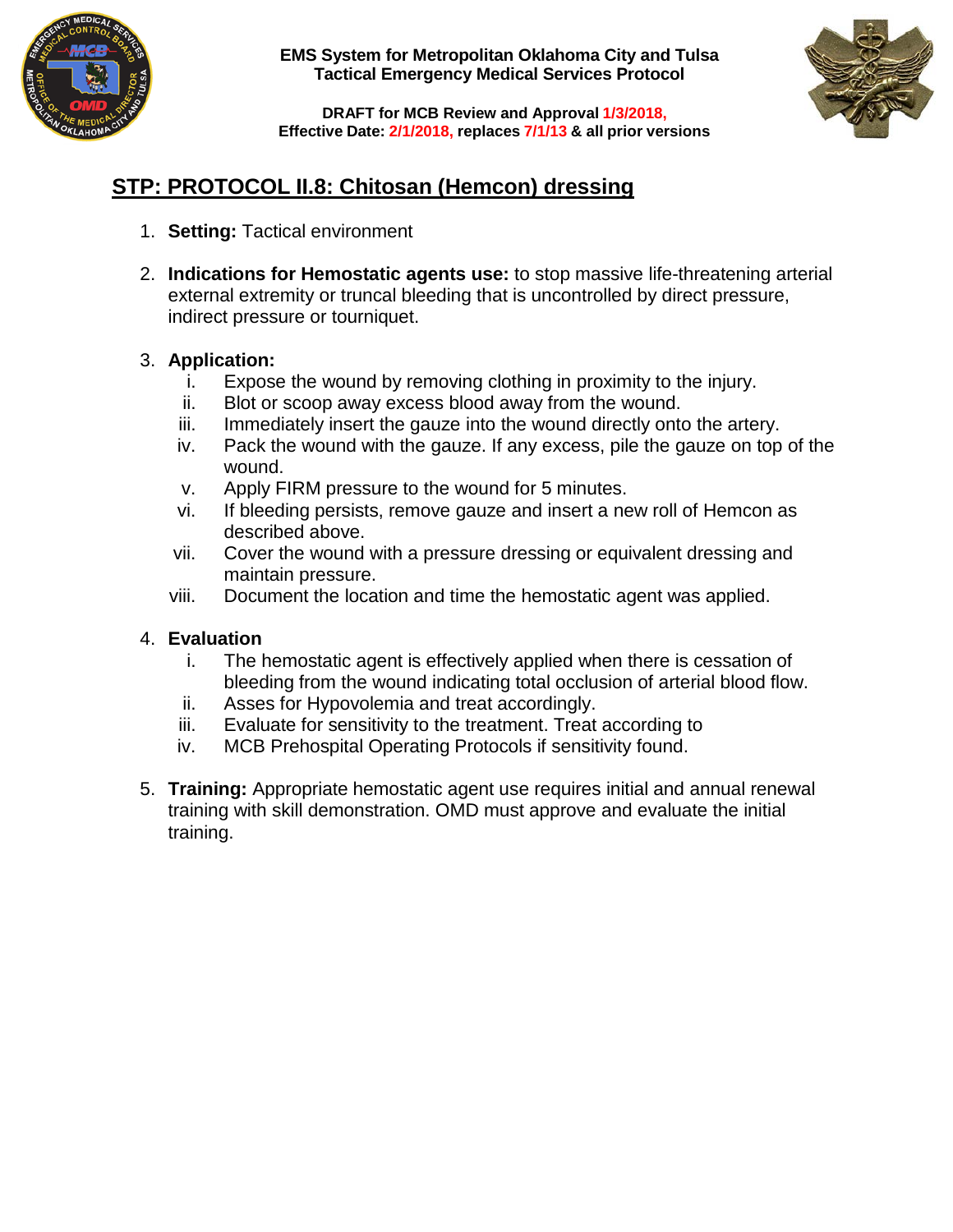EMS System for Metropolitan Oklahoma City and Tulsa
Tactical Emergency Medical Services Protocol

DRAFT for MCB Review and Approval 1/3/2018,
Effective Date: 2/1/2018, replaces 7/1/13 & all prior versions

# STP: PROTOCOL II.8: Chitosan (Hemcon) dressing

1. **Setting:** Tactical environment

2. **Indications for Hemostatic agents use:** to stop massive life-threatening arterial external extremity or truncal bleeding that is uncontrolled by direct pressure, indirect pressure or tourniquet.

3. **Application:**
   i. Expose the wound by removing clothing in proximity to the injury.
   ii. Blot or scoop away excess blood away from the wound.
   iii. Immediately insert the gauze into the wound directly onto the artery.
   iv. Pack the wound with the gauze. If any excess, pile the gauze on top of the wound.
   v. Apply FIRM pressure to the wound for 5 minutes.
   vi. If bleeding persists, remove gauze and insert a new roll of Hemcon as described above.
   vii. Cover the wound with a pressure dressing or equivalent dressing and maintain pressure.
   viii. Document the location and time the hemostatic agent was applied.

4. **Evaluation**
   i. The hemostatic agent is effectively applied when there is cessation of bleeding from the wound indicating total occlusion of arterial blood flow.
   ii. Asses for Hypovolemia and treat accordingly.
   iii. Evaluate for sensitivity to the treatment. Treat according to
   iv. MCB Prehospital Operating Protocols if sensitivity found.

5. **Training:** Appropriate hemostatic agent use requires initial and annual renewal training with skill demonstration. OMD must approve and evaluate the initial training.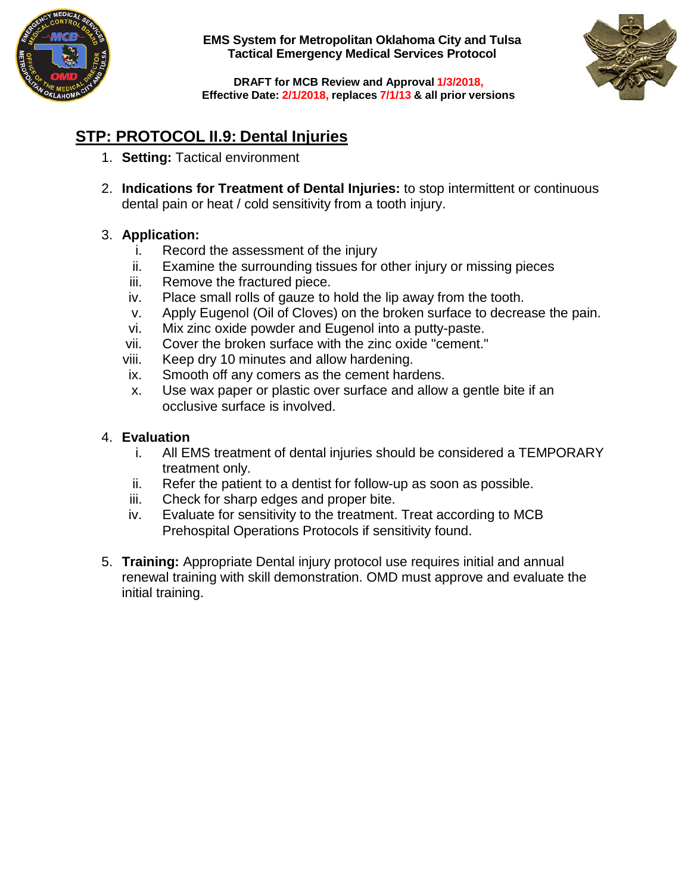**EMS System for Metropolitan Oklahoma City and Tulsa**
**Tactical Emergency Medical Services Protocol**

**DRAFT for MCB Review and Approval 1/3/2018,**
**Effective Date: 2/1/2018, replaces 7/1/13 & all prior versions**

## STP: PROTOCOL II.9: Dental Injuries

1. **Setting:** Tactical environment

2. **Indications for Treatment of Dental Injuries:** to stop intermittent or continuous dental pain or heat / cold sensitivity from a tooth injury.

3. **Application:**
   i. Record the assessment of the injury
   ii. Examine the surrounding tissues for other injury or missing pieces
   iii. Remove the fractured piece.
   iv. Place small rolls of gauze to hold the lip away from the tooth.
   v. Apply Eugenol (Oil of Cloves) on the broken surface to decrease the pain.
   vi. Mix zinc oxide powder and Eugenol into a putty-paste.
   vii. Cover the broken surface with the zinc oxide "cement."
   viii. Keep dry 10 minutes and allow hardening.
   ix. Smooth off any comers as the cement hardens.
   x. Use wax paper or plastic over surface and allow a gentle bite if an occlusive surface is involved.

4. **Evaluation**
   i. All EMS treatment of dental injuries should be considered a TEMPORARY treatment only.
   ii. Refer the patient to a dentist for follow-up as soon as possible.
   iii. Check for sharp edges and proper bite.
   iv. Evaluate for sensitivity to the treatment. Treat according to MCB Prehospital Operations Protocols if sensitivity found.

5. **Training:** Appropriate Dental injury protocol use requires initial and annual renewal training with skill demonstration. OMD must approve and evaluate the initial training.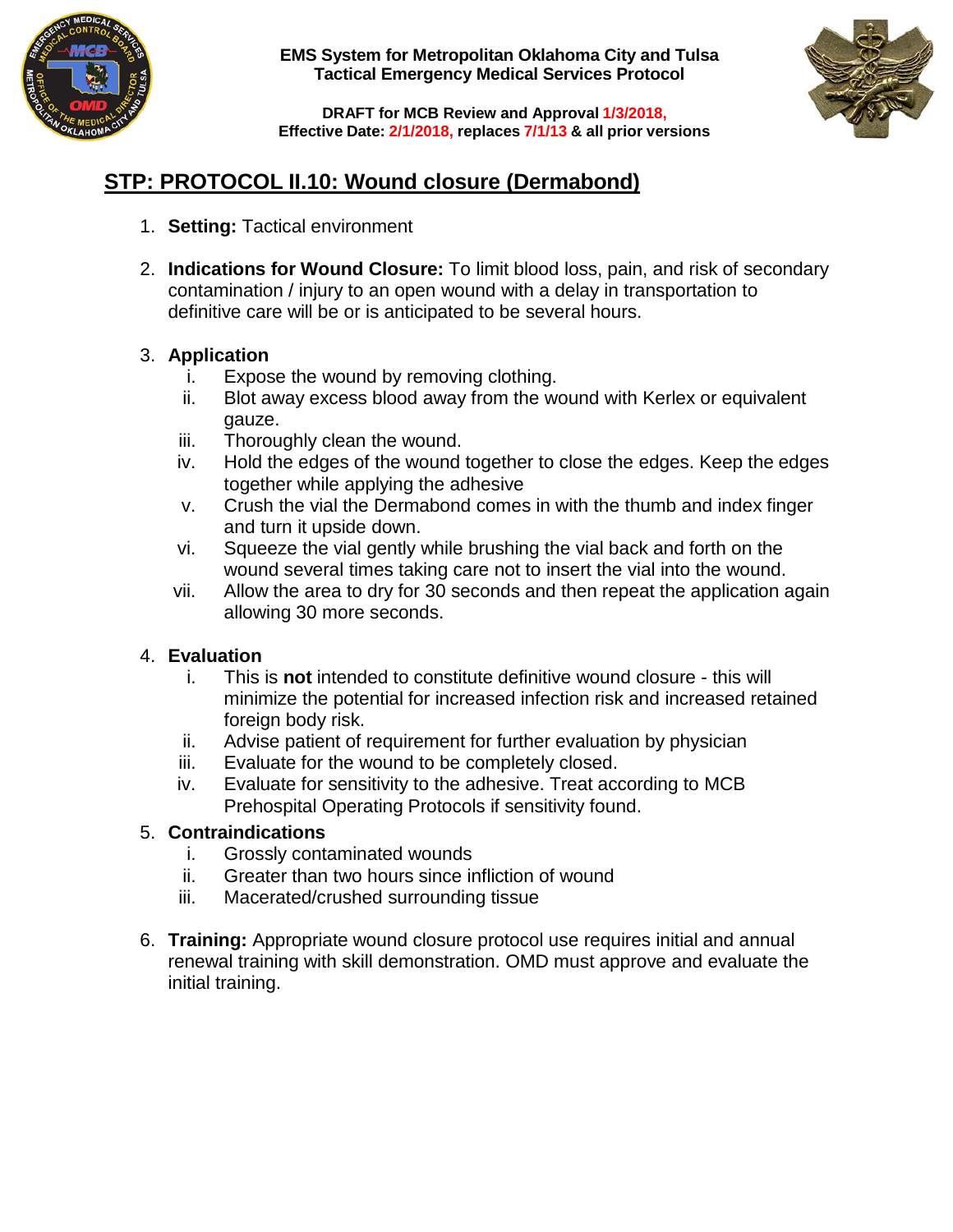EMS System for Metropolitan Oklahoma City and Tulsa
Tactical Emergency Medical Services Protocol

DRAFT for MCB Review and Approval 1/3/2018,
Effective Date: 2/1/2018, replaces 7/1/13 & all prior versions

# STP: PROTOCOL II.10: Wound closure (Dermabond)

1. **Setting:** Tactical environment

2. **Indications for Wound Closure:** To limit blood loss, pain, and risk of secondary contamination / injury to an open wound with a delay in transportation to definitive care will be or is anticipated to be several hours.

3. **Application**
   - i. Expose the wound by removing clothing.
   - ii. Blot away excess blood away from the wound with Kerlex or equivalent gauze.
   - iii. Thoroughly clean the wound.
   - iv. Hold the edges of the wound together to close the edges. Keep the edges together while applying the adhesive
   - v. Crush the vial the Dermabond comes in with the thumb and index finger and turn it upside down.
   - vi. Squeeze the vial gently while brushing the vial back and forth on the wound several times taking care not to insert the vial into the wound.
   - vii. Allow the area to dry for 30 seconds and then repeat the application again allowing 30 more seconds.

4. **Evaluation**
   - i. This is **not** intended to constitute definitive wound closure - this will minimize the potential for increased infection risk and increased retained foreign body risk.
   - ii. Advise patient of requirement for further evaluation by physician
   - iii. Evaluate for the wound to be completely closed.
   - iv. Evaluate for sensitivity to the adhesive. Treat according to MCB Prehospital Operating Protocols if sensitivity found.

5. **Contraindications**
   - i. Grossly contaminated wounds
   - ii. Greater than two hours since infliction of wound
   - iii. Macerated/crushed surrounding tissue

6. **Training:** Appropriate wound closure protocol use requires initial and annual renewal training with skill demonstration. OMD must approve and evaluate the initial training.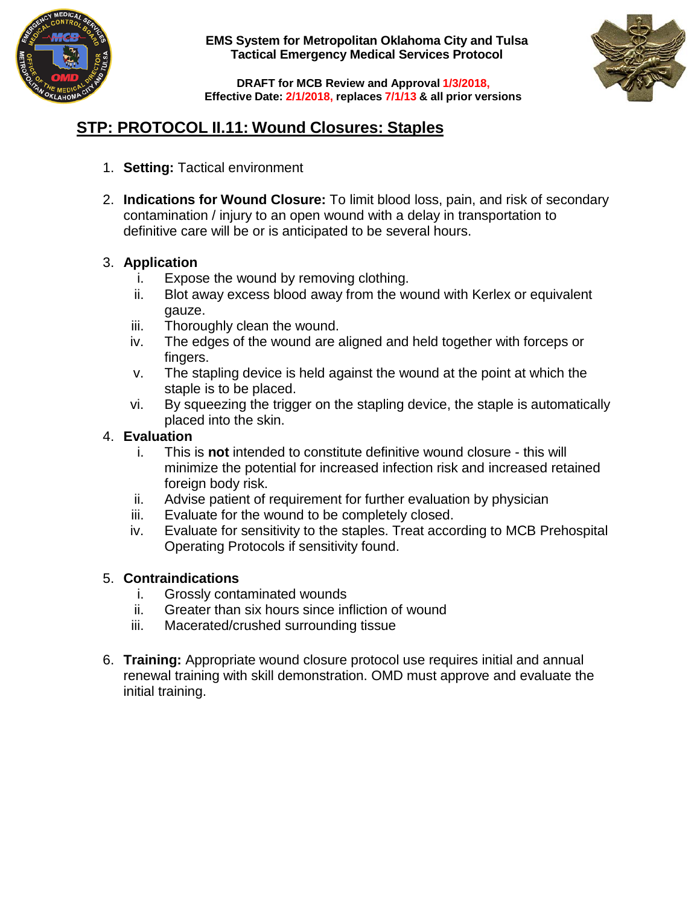**EMS System for Metropolitan Oklahoma City and Tulsa**
**Tactical Emergency Medical Services Protocol**

**DRAFT for MCB Review and Approval 1/3/2018,**
**Effective Date: 2/1/2018, replaces 7/1/13 & all prior versions**

# STP: PROTOCOL II.11: Wound Closures: Staples

1. **Setting:** Tactical environment

2. **Indications for Wound Closure:** To limit blood loss, pain, and risk of secondary contamination / injury to an open wound with a delay in transportation to definitive care will be or is anticipated to be several hours.

3. **Application**
   i. Expose the wound by removing clothing.
   ii. Blot away excess blood away from the wound with Kerlex or equivalent gauze.
   iii. Thoroughly clean the wound.
   iv. The edges of the wound are aligned and held together with forceps or fingers.
   v. The stapling device is held against the wound at the point at which the staple is to be placed.
   vi. By squeezing the trigger on the stapling device, the staple is automatically placed into the skin.

4. **Evaluation**
   i. This is **not** intended to constitute definitive wound closure - this will minimize the potential for increased infection risk and increased retained foreign body risk.
   ii. Advise patient of requirement for further evaluation by physician
   iii. Evaluate for the wound to be completely closed.
   iv. Evaluate for sensitivity to the staples. Treat according to MCB Prehospital Operating Protocols if sensitivity found.

5. **Contraindications**
   i. Grossly contaminated wounds
   ii. Greater than six hours since infliction of wound
   iii. Macerated/crushed surrounding tissue

6. **Training:** Appropriate wound closure protocol use requires initial and annual renewal training with skill demonstration. OMD must approve and evaluate the initial training.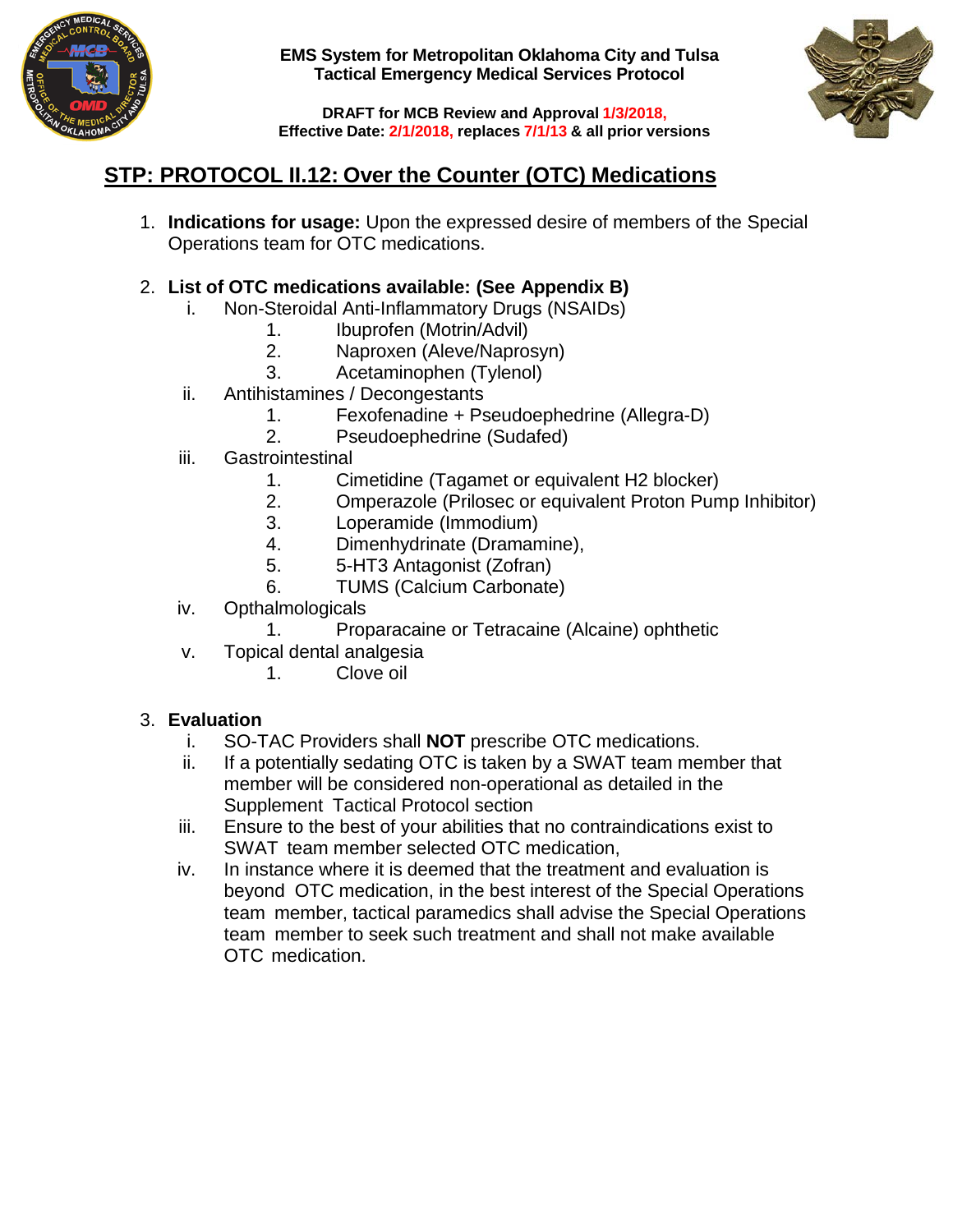**EMS System for Metropolitan Oklahoma City and Tulsa**
**Tactical Emergency Medical Services Protocol**

**DRAFT for MCB Review and Approval 1/3/2018,**
**Effective Date: 2/1/2018, replaces 7/1/13 & all prior versions**

# STP: PROTOCOL II.12: Over the Counter (OTC) Medications

1. **Indications for usage:** Upon the expressed desire of members of the Special Operations team for OTC medications.

2. **List of OTC medications available: (See Appendix B)**
   - i. Non-Steroidal Anti-Inflammatory Drugs (NSAIDs)
     1. Ibuprofen (Motrin/Advil)
     2. Naproxen (Aleve/Naprosyn)
     3. Acetaminophen (Tylenol)
   - ii. Antihistamines / Decongestants
     1. Fexofenadine + Pseudoephedrine (Allegra-D)
     2. Pseudoephedrine (Sudafed)
   - iii. Gastrointestinal
     1. Cimetidine (Tagamet or equivalent H2 blocker)
     2. Omperazole (Prilosec or equivalent Proton Pump Inhibitor)
     3. Loperamide (Immodium)
     4. Dimenhydrinate (Dramamine),
     5. 5-HT3 Antagonist (Zofran)
     6. TUMS (Calcium Carbonate)
   - iv. Opthalmologicals
     1. Proparacaine or Tetracaine (Alcaine) ophthetic
   - v. Topical dental analgesia
     1. Clove oil

3. **Evaluation**
   - i. SO-TAC Providers shall **NOT** prescribe OTC medications.
   - ii. If a potentially sedating OTC is taken by a SWAT team member that member will be considered non-operational as detailed in the Supplement Tactical Protocol section
   - iii. Ensure to the best of your abilities that no contraindications exist to SWAT team member selected OTC medication,
   - iv. In instance where it is deemed that the treatment and evaluation is beyond OTC medication, in the best interest of the Special Operations team member, tactical paramedics shall advise the Special Operations team member to seek such treatment and shall not make available OTC medication.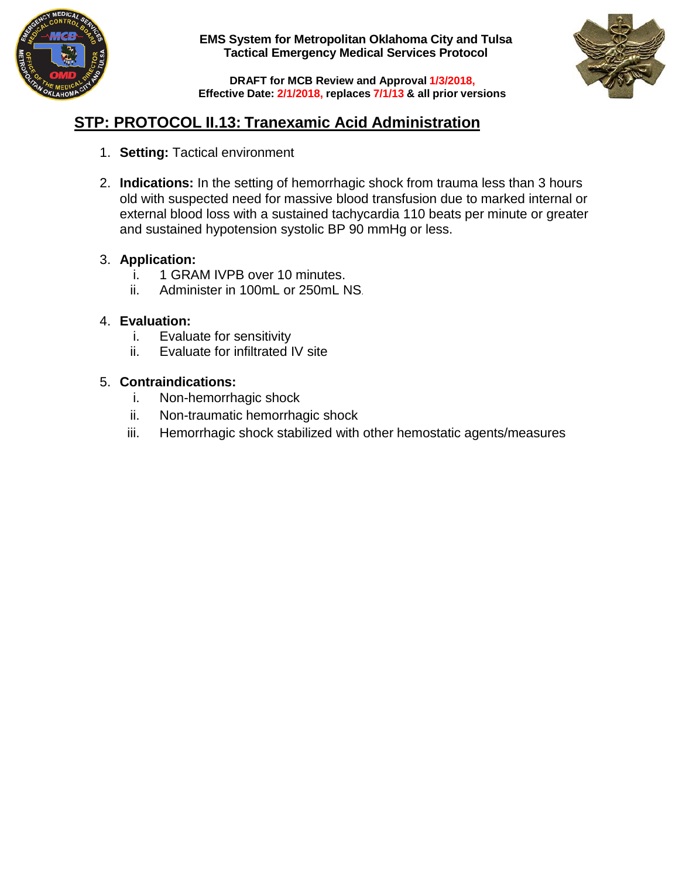**EMS System for Metropolitan Oklahoma City and Tulsa**
**Tactical Emergency Medical Services Protocol**

**DRAFT for MCB Review and Approval 1/3/2018,**
**Effective Date: 2/1/2018, replaces 7/1/13 & all prior versions**

## STP: PROTOCOL II.13: Tranexamic Acid Administration

1. **Setting:** Tactical environment

2. **Indications:** In the setting of hemorrhagic shock from trauma less than 3 hours old with suspected need for massive blood transfusion due to marked internal or external blood loss with a sustained tachycardia 110 beats per minute or greater and sustained hypotension systolic BP 90 mmHg or less.

3. **Application:**
   i. 1 GRAM IVPB over 10 minutes.
   ii. Administer in 100mL or 250mL NS.

4. **Evaluation:**
   i. Evaluate for sensitivity
   ii. Evaluate for infiltrated IV site

5. **Contraindications:**
   i. Non-hemorrhagic shock
   ii. Non-traumatic hemorrhagic shock
   iii. Hemorrhagic shock stabilized with other hemostatic agents/measures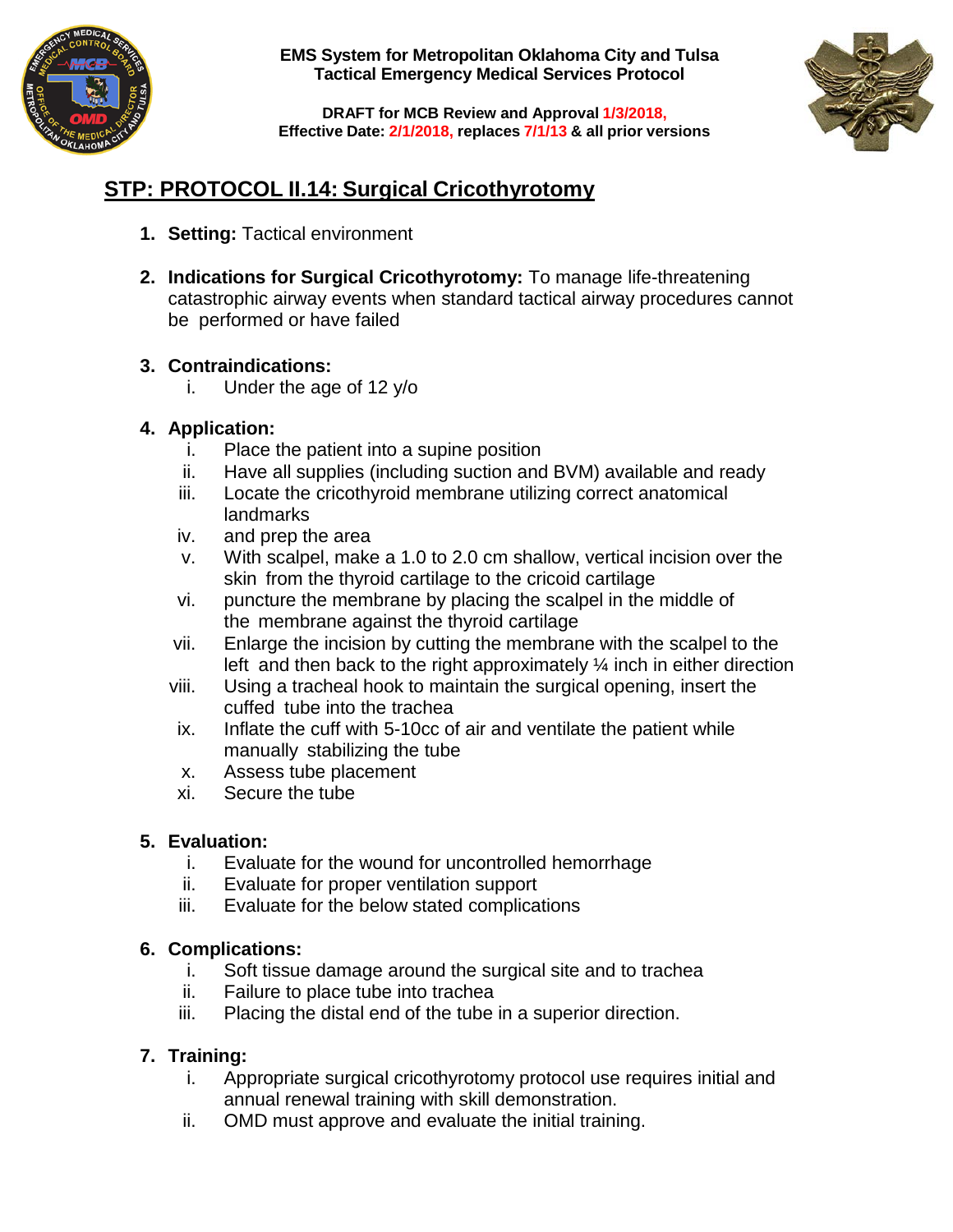EMS System for Metropolitan Oklahoma City and Tulsa
Tactical Emergency Medical Services Protocol

DRAFT for MCB Review and Approval 1/3/2018,
Effective Date: 2/1/2018, replaces 7/1/13 & all prior versions

# STP: PROTOCOL II.14: Surgical Cricothyrotomy

1. **Setting:** Tactical environment

2. **Indications for Surgical Cricothyrotomy:** To manage life-threatening catastrophic airway events when standard tactical airway procedures cannot be performed or have failed

3. **Contraindications:**
   i. Under the age of 12 y/o

4. **Application:**
   i. Place the patient into a supine position
   ii. Have all supplies (including suction and BVM) available and ready
   iii. Locate the cricothyroid membrane utilizing correct anatomical landmarks
   iv. and prep the area
   v. With scalpel, make a 1.0 to 2.0 cm shallow, vertical incision over the skin from the thyroid cartilage to the cricoid cartilage
   vi. puncture the membrane by placing the scalpel in the middle of the membrane against the thyroid cartilage
   vii. Enlarge the incision by cutting the membrane with the scalpel to the left and then back to the right approximately ¼ inch in either direction
   viii. Using a tracheal hook to maintain the surgical opening, insert the cuffed tube into the trachea
   ix. Inflate the cuff with 5-10cc of air and ventilate the patient while manually stabilizing the tube
   x. Assess tube placement
   xi. Secure the tube

5. **Evaluation:**
   i. Evaluate for the wound for uncontrolled hemorrhage
   ii. Evaluate for proper ventilation support
   iii. Evaluate for the below stated complications

6. **Complications:**
   i. Soft tissue damage around the surgical site and to trachea
   ii. Failure to place tube into trachea
   iii. Placing the distal end of the tube in a superior direction.

7. **Training:**
   i. Appropriate surgical cricothyrotomy protocol use requires initial and annual renewal training with skill demonstration.
   ii. OMD must approve and evaluate the initial training.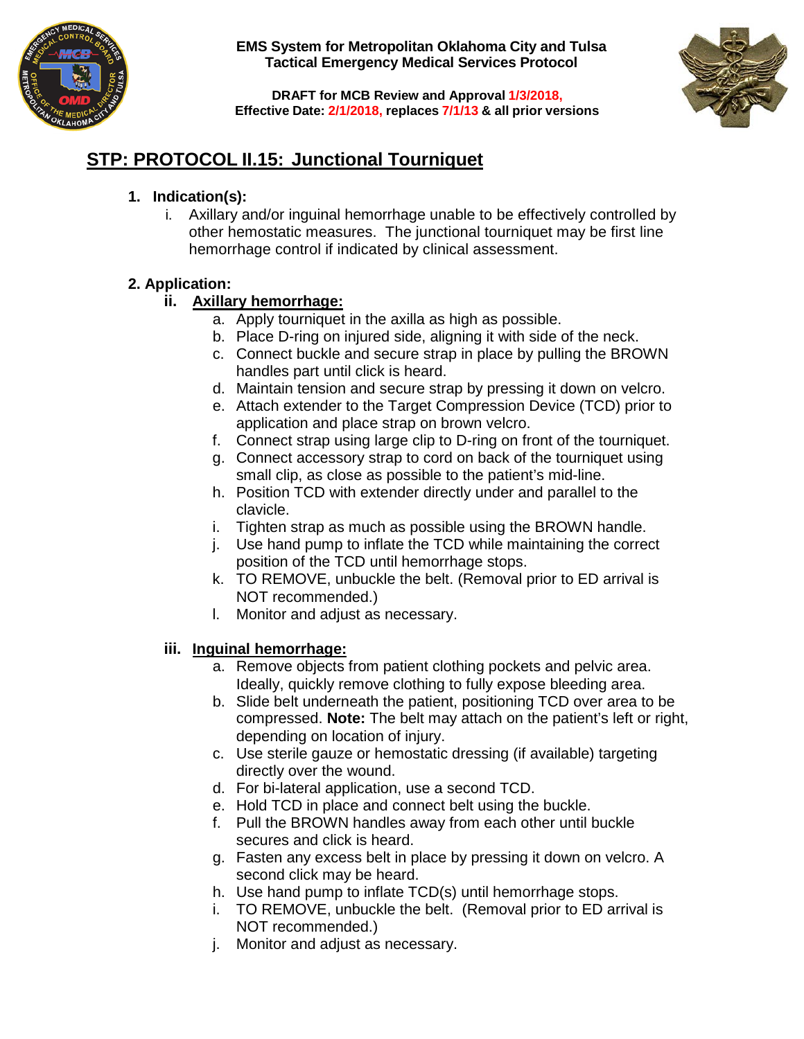# STP: PROTOCOL II.15: Junctional Tourniquet

1. **Indication(s):**
   i. Axillary and/or inguinal hemorrhage unable to be effectively controlled by other hemostatic measures. The junctional tourniquet may be first line hemorrhage control if indicated by clinical assessment.

2. **Application:**

   ii. **Axillary hemorrhage:**
   a. Apply tourniquet in the axilla as high as possible.
   b. Place D-ring on injured side, aligning it with side of the neck.
   c. Connect buckle and secure strap in place by pulling the BROWN handles part until click is heard.
   d. Maintain tension and secure strap by pressing it down on velcro.
   e. Attach extender to the Target Compression Device (TCD) prior to application and place strap on brown velcro.
   f. Connect strap using large clip to D-ring on front of the tourniquet.
   g. Connect accessory strap to cord on back of the tourniquet using small clip, as close as possible to the patient's mid-line.
   h. Position TCD with extender directly under and parallel to the clavicle.
   i. Tighten strap as much as possible using the BROWN handle.
   j. Use hand pump to inflate the TCD while maintaining the correct position of the TCD until hemorrhage stops.
   k. TO REMOVE, unbuckle the belt. (Removal prior to ED arrival is NOT recommended.)
   l. Monitor and adjust as necessary.

   iii. **Inguinal hemorrhage:**
   a. Remove objects from patient clothing pockets and pelvic area. Ideally, quickly remove clothing to fully expose bleeding area.
   b. Slide belt underneath the patient, positioning TCD over area to be compressed. **Note:** The belt may attach on the patient's left or right, depending on location of injury.
   c. Use sterile gauze or hemostatic dressing (if available) targeting directly over the wound.
   d. For bi-lateral application, use a second TCD.
   e. Hold TCD in place and connect belt using the buckle.
   f. Pull the BROWN handles away from each other until buckle secures and click is heard.
   g. Fasten any excess belt in place by pressing it down on velcro. A second click may be heard.
   h. Use hand pump to inflate TCD(s) until hemorrhage stops.
   i. TO REMOVE, unbuckle the belt. (Removal prior to ED arrival is NOT recommended.)
   j. Monitor and adjust as necessary.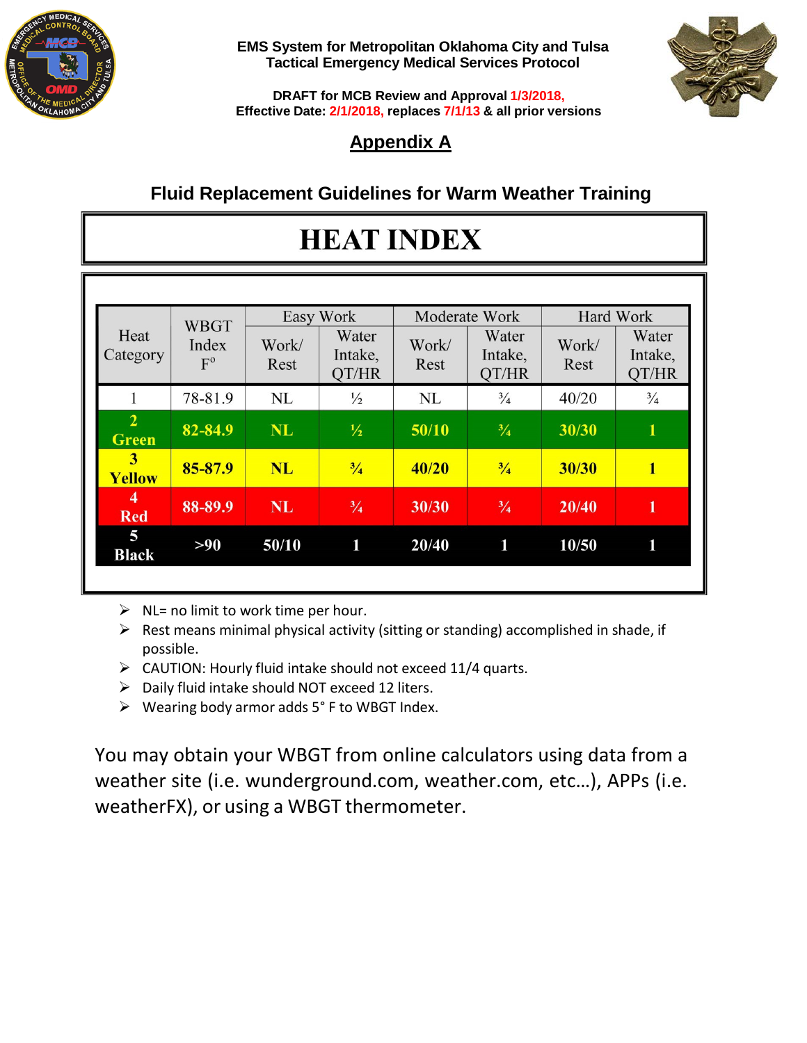EMS System for Metropolitan Oklahoma City and Tulsa
Tactical Emergency Medical Services Protocol

DRAFT for MCB Review and Approval 1/3/2018,
Effective Date: 2/1/2018, replaces 7/1/13 & all prior versions

## Appendix A

### Fluid Replacement Guidelines for Warm Weather Training

# HEAT INDEX

| Heat Category | WBGT Index F° | Easy Work | | Moderate Work | | Hard Work | |
|---|---|---|---|---|---|---|---|
| | | Work/ Rest | Water Intake, QT/HR | Work/ Rest | Water Intake, QT/HR | Work/ Rest | Water Intake, QT/HR |
| 1 | 78-81.9 | NL | ½ | NL | ¾ | 40/20 | ¾ |
| **2 Green** | **82-84.9** | **NL** | **½** | **50/10** | **¾** | **30/30** | **1** |
| **3 Yellow** | **85-87.9** | **NL** | **¾** | **40/20** | **¾** | **30/30** | **1** |
| **4 Red** | **88-89.9** | **NL** | **¾** | **30/30** | **¾** | **20/40** | **1** |
| **5 Black** | **>90** | **50/10** | **1** | **20/40** | **1** | **10/50** | **1** |

- NL= no limit to work time per hour.
- Rest means minimal physical activity (sitting or standing) accomplished in shade, if possible.
- CAUTION: Hourly fluid intake should not exceed 11/4 quarts.
- Daily fluid intake should NOT exceed 12 liters.
- Wearing body armor adds 5° F to WBGT Index.

You may obtain your WBGT from online calculators using data from a weather site (i.e. wunderground.com, weather.com, etc…), APPs (i.e. weatherFX), or using a WBGT thermometer.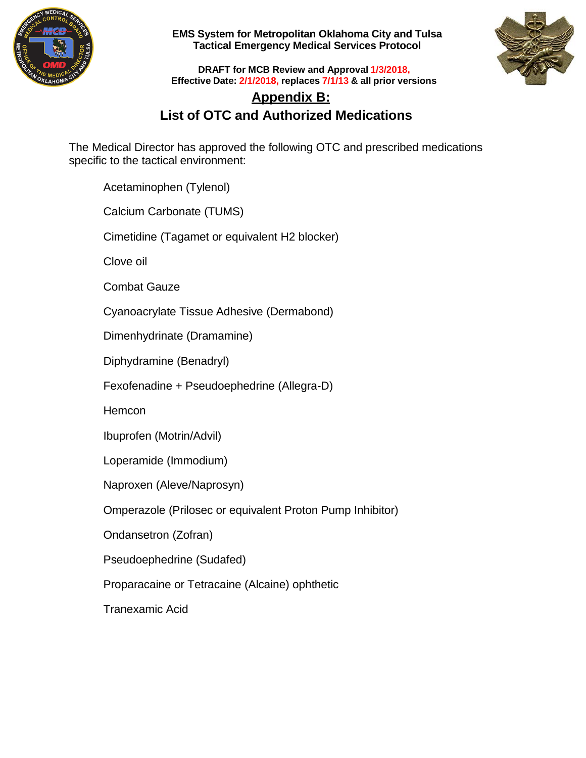## Appendix B:

## List of OTC and Authorized Medications

The Medical Director has approved the following OTC and prescribed medications specific to the tactical environment:

- Acetaminophen (Tylenol)
- Calcium Carbonate (TUMS)
- Cimetidine (Tagamet or equivalent H2 blocker)
- Clove oil
- Combat Gauze
- Cyanoacrylate Tissue Adhesive (Dermabond)
- Dimenhydrinate (Dramamine)
- Diphydramine (Benadryl)
- Fexofenadine + Pseudoephedrine (Allegra-D)
- Hemcon
- Ibuprofen (Motrin/Advil)
- Loperamide (Immodium)
- Naproxen (Aleve/Naprosyn)
- Omperazole (Prilosec or equivalent Proton Pump Inhibitor)
- Ondansetron (Zofran)
- Pseudoephedrine (Sudafed)
- Proparacaine or Tetracaine (Alcaine) ophthetic
- Tranexamic Acid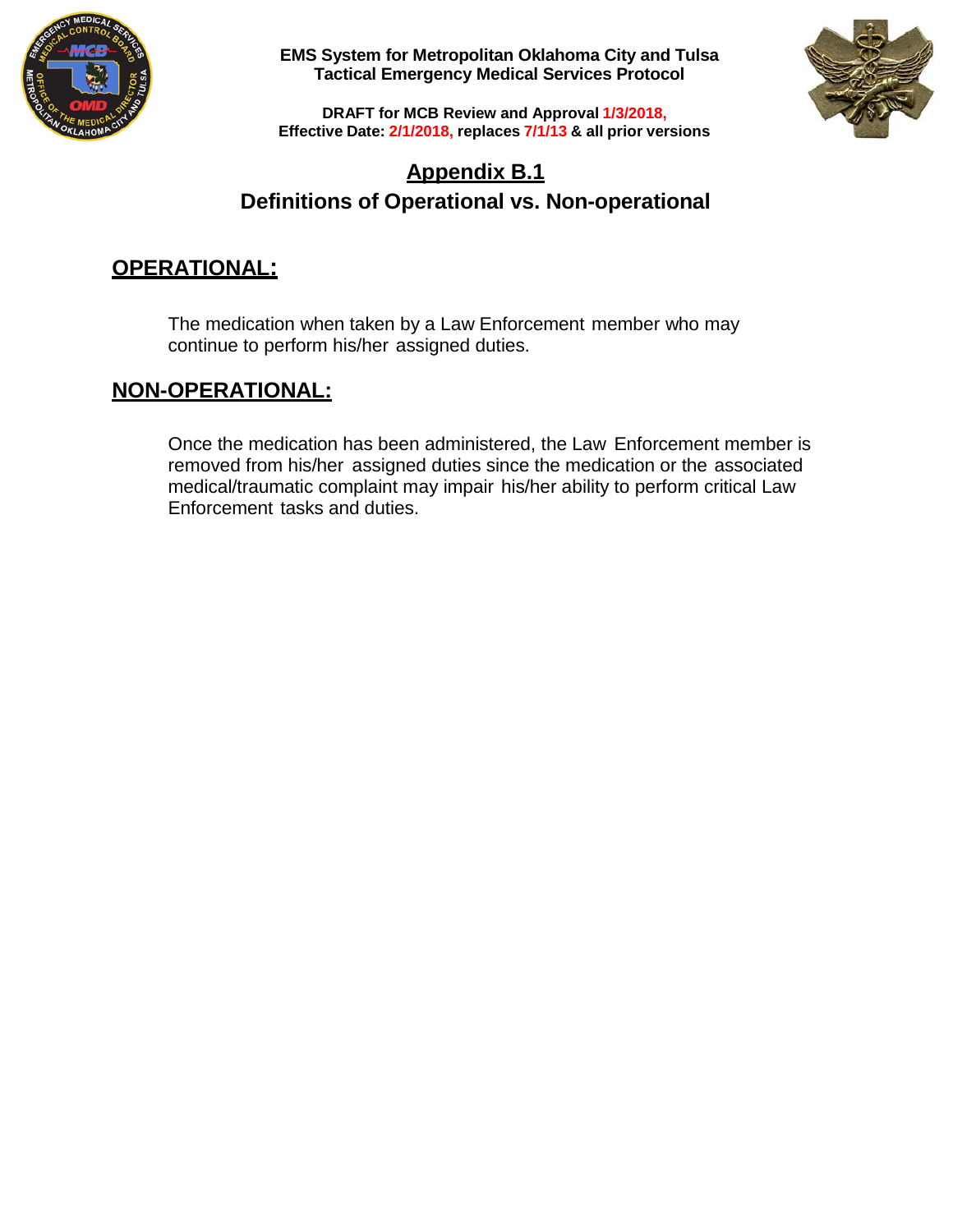# Appendix B.1

## Definitions of Operational vs. Non-operational

### OPERATIONAL:

The medication when taken by a Law Enforcement member who may continue to perform his/her assigned duties.

### NON-OPERATIONAL:

Once the medication has been administered, the Law Enforcement member is removed from his/her assigned duties since the medication or the associated medical/traumatic complaint may impair his/her ability to perform critical Law Enforcement tasks and duties.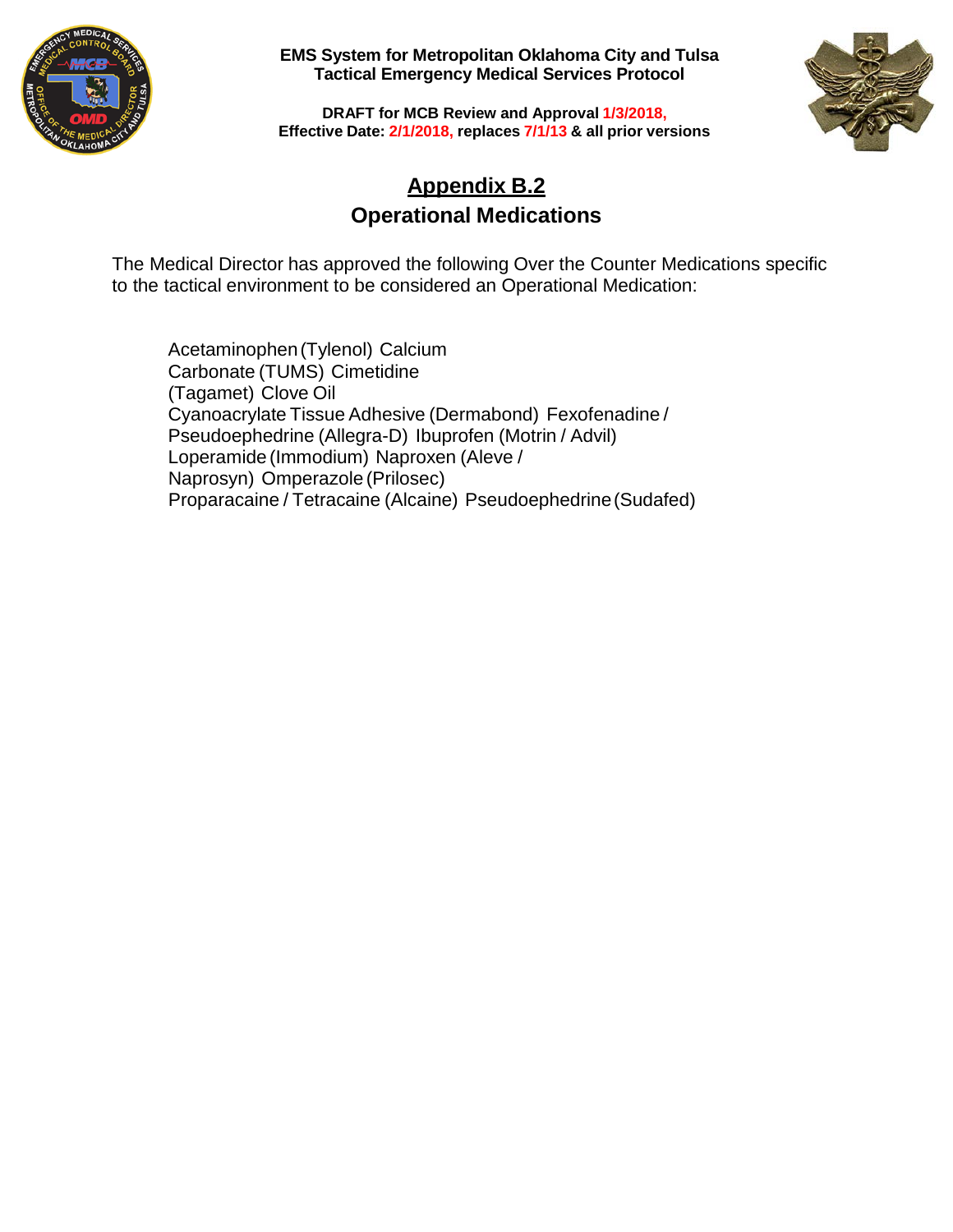**EMS System for Metropolitan Oklahoma City and Tulsa**
**Tactical Emergency Medical Services Protocol**

**DRAFT for MCB Review and Approval 1/3/2018,**
**Effective Date: 2/1/2018, replaces 7/1/13 & all prior versions**

# Appendix B.2

## Operational Medications

The Medical Director has approved the following Over the Counter Medications specific to the tactical environment to be considered an Operational Medication:

- Acetaminophen (Tylenol)
- Calcium Carbonate (TUMS)
- Cimetidine (Tagamet)
- Clove Oil
- Cyanoacrylate Tissue Adhesive (Dermabond)
- Fexofenadine / Pseudoephedrine (Allegra-D)
- Ibuprofen (Motrin / Advil)
- Loperamide (Immodium)
- Naproxen (Aleve / Naprosyn)
- Omperazole (Prilosec)
- Proparacaine / Tetracaine (Alcaine)
- Pseudoephedrine (Sudafed)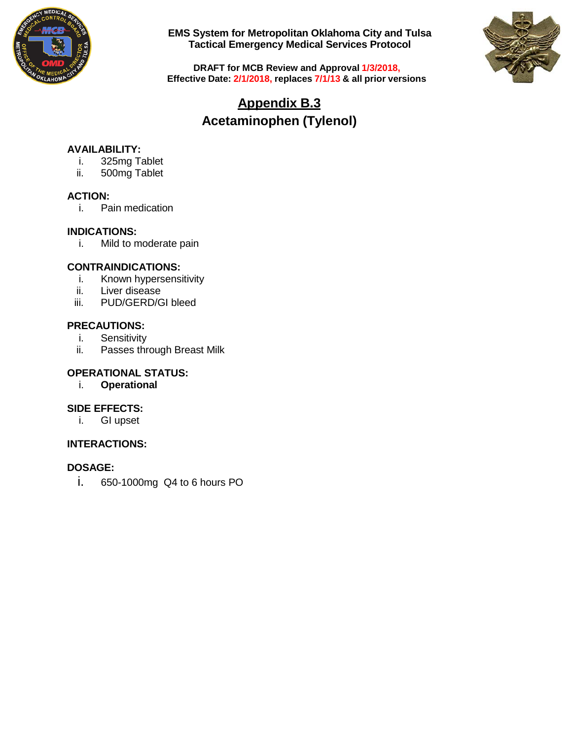EMS System for Metropolitan Oklahoma City and Tulsa
Tactical Emergency Medical Services Protocol

DRAFT for MCB Review and Approval 1/3/2018,
Effective Date: 2/1/2018, replaces 7/1/13 & all prior versions

# Appendix B.3

## Acetaminophen (Tylenol)

**AVAILABILITY:**

i. 325mg Tablet
ii. 500mg Tablet

**ACTION:**

i. Pain medication

**INDICATIONS:**

i. Mild to moderate pain

**CONTRAINDICATIONS:**

i. Known hypersensitivity
ii. Liver disease
iii. PUD/GERD/GI bleed

**PRECAUTIONS:**

i. Sensitivity
ii. Passes through Breast Milk

**OPERATIONAL STATUS:**

i. **Operational**

**SIDE EFFECTS:**

i. GI upset

**INTERACTIONS:**

**DOSAGE:**

i. 650-1000mg Q4 to 6 hours PO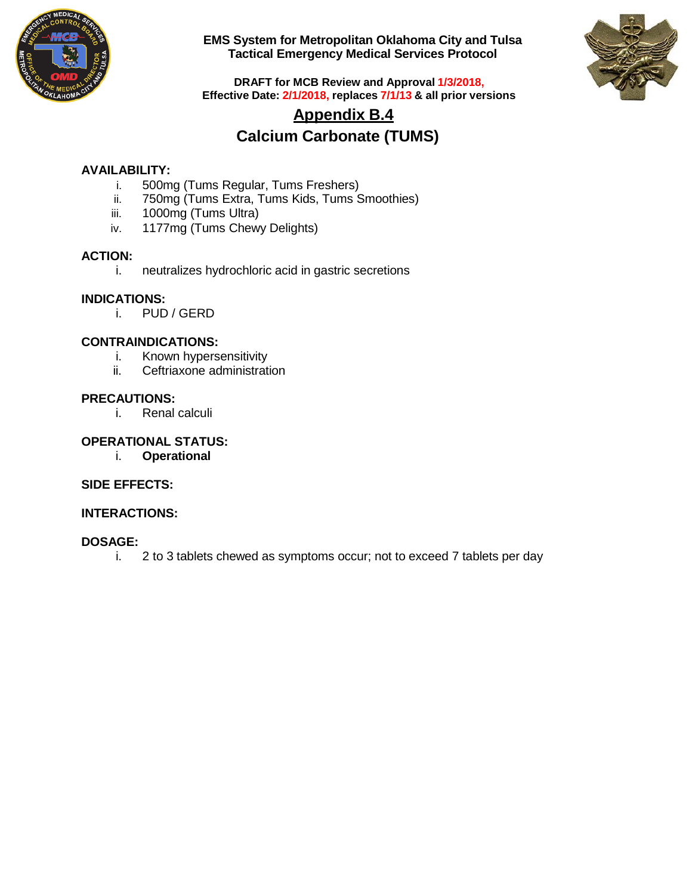EMS System for Metropolitan Oklahoma City and Tulsa
Tactical Emergency Medical Services Protocol

DRAFT for MCB Review and Approval 1/3/2018,
Effective Date: 2/1/2018, replaces 7/1/13 & all prior versions

# Appendix B.4

## Calcium Carbonate (TUMS)

**AVAILABILITY:**

i. 500mg (Tums Regular, Tums Freshers)
ii. 750mg (Tums Extra, Tums Kids, Tums Smoothies)
iii. 1000mg (Tums Ultra)
iv. 1177mg (Tums Chewy Delights)

**ACTION:**

i. neutralizes hydrochloric acid in gastric secretions

**INDICATIONS:**

i. PUD / GERD

**CONTRAINDICATIONS:**

i. Known hypersensitivity
ii. Ceftriaxone administration

**PRECAUTIONS:**

i. Renal calculi

**OPERATIONAL STATUS:**

i. **Operational**

**SIDE EFFECTS:**

**INTERACTIONS:**

**DOSAGE:**

i. 2 to 3 tablets chewed as symptoms occur; not to exceed 7 tablets per day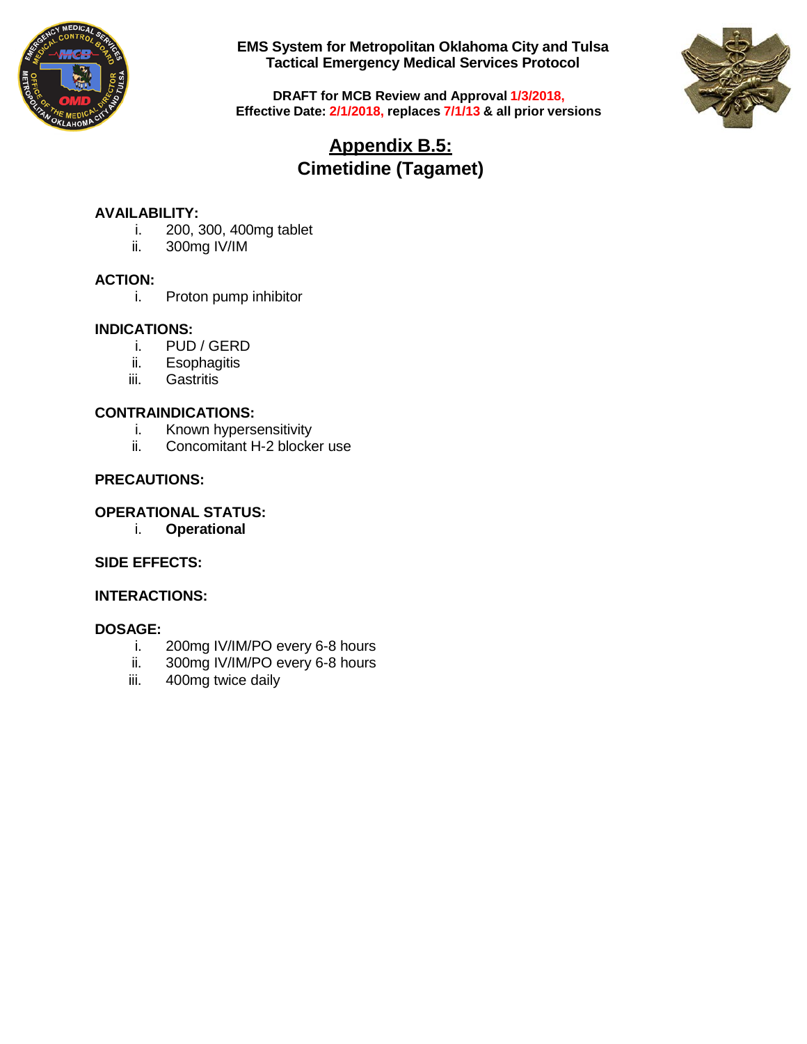**EMS System for Metropolitan Oklahoma City and Tulsa**
**Tactical Emergency Medical Services Protocol**

**DRAFT for MCB Review and Approval 1/3/2018,**
**Effective Date: 2/1/2018, replaces 7/1/13 & all prior versions**

# Appendix B.5:
# Cimetidine (Tagamet)

**AVAILABILITY:**

i. 200, 300, 400mg tablet
ii. 300mg IV/IM

**ACTION:**

i. Proton pump inhibitor

**INDICATIONS:**

i. PUD / GERD
ii. Esophagitis
iii. Gastritis

**CONTRAINDICATIONS:**

i. Known hypersensitivity
ii. Concomitant H-2 blocker use

**PRECAUTIONS:**

**OPERATIONAL STATUS:**

i. **Operational**

**SIDE EFFECTS:**

**INTERACTIONS:**

**DOSAGE:**

i. 200mg IV/IM/PO every 6-8 hours
ii. 300mg IV/IM/PO every 6-8 hours
iii. 400mg twice daily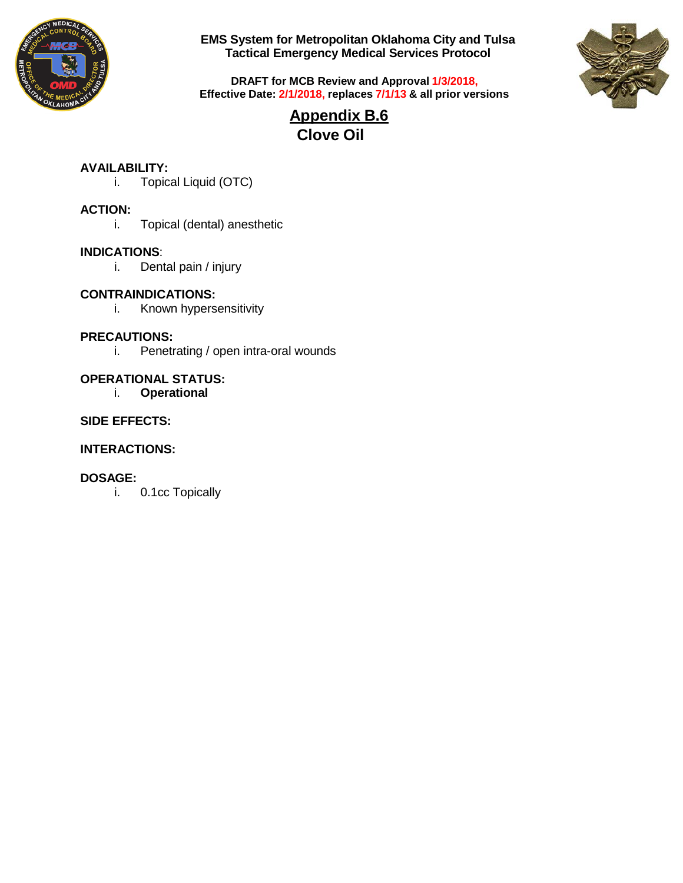**EMS System for Metropolitan Oklahoma City and Tulsa**
**Tactical Emergency Medical Services Protocol**

**DRAFT for MCB Review and Approval 1/3/2018,**
**Effective Date: 2/1/2018, replaces 7/1/13 & all prior versions**

# Appendix B.6
## Clove Oil

**AVAILABILITY:**
- i. Topical Liquid (OTC)

**ACTION:**
- i. Topical (dental) anesthetic

**INDICATIONS**:
- i. Dental pain / injury

**CONTRAINDICATIONS:**
- i. Known hypersensitivity

**PRECAUTIONS:**
- i. Penetrating / open intra-oral wounds

**OPERATIONAL STATUS:**
- i. **Operational**

**SIDE EFFECTS:**

**INTERACTIONS:**

**DOSAGE:**
- i. 0.1cc Topically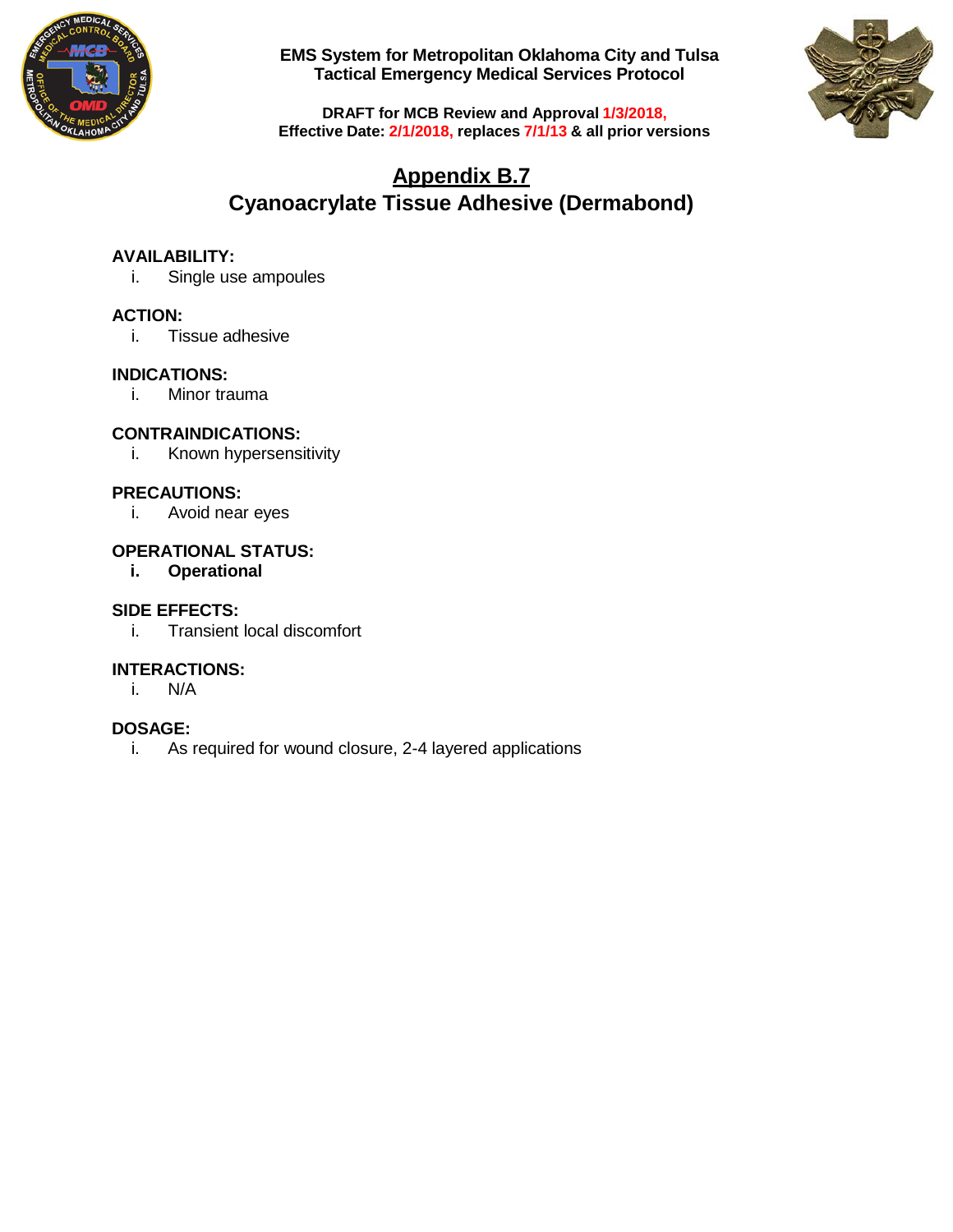EMS System for Metropolitan Oklahoma City and Tulsa
Tactical Emergency Medical Services Protocol

DRAFT for MCB Review and Approval 1/3/2018,
Effective Date: 2/1/2018, replaces 7/1/13 & all prior versions

# Appendix B.7
# Cyanoacrylate Tissue Adhesive (Dermabond)

**AVAILABILITY:**
i. Single use ampoules

**ACTION:**
i. Tissue adhesive

**INDICATIONS:**
i. Minor trauma

**CONTRAINDICATIONS:**
i. Known hypersensitivity

**PRECAUTIONS:**
i. Avoid near eyes

**OPERATIONAL STATUS:**
**i. Operational**

**SIDE EFFECTS:**
i. Transient local discomfort

**INTERACTIONS:**
i. N/A

**DOSAGE:**
i. As required for wound closure, 2-4 layered applications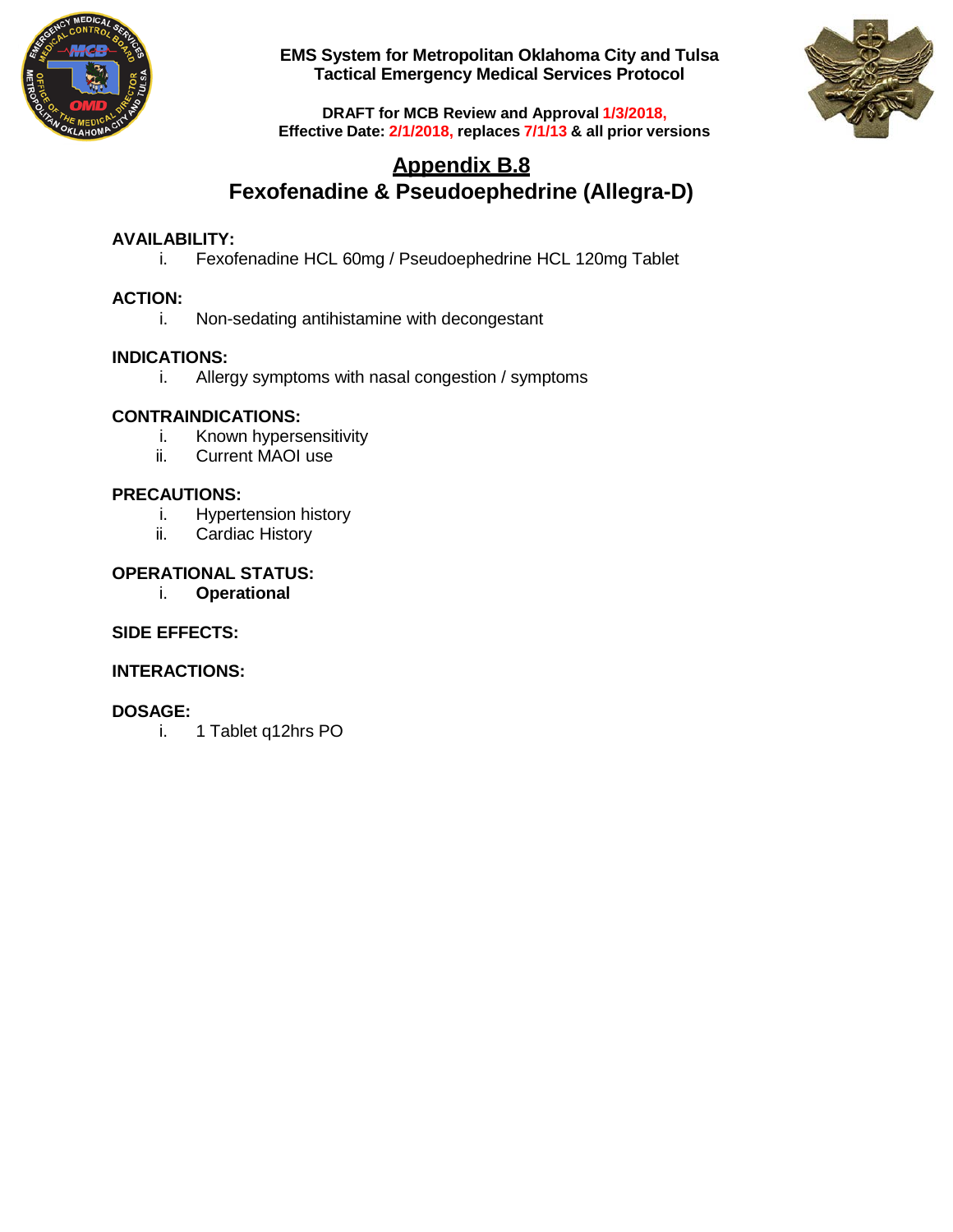EMS System for Metropolitan Oklahoma City and Tulsa
Tactical Emergency Medical Services Protocol

DRAFT for MCB Review and Approval 1/3/2018,
Effective Date: 2/1/2018, replaces 7/1/13 & all prior versions

# Appendix B.8
## Fexofenadine & Pseudoephedrine (Allegra-D)

**AVAILABILITY:**

i. Fexofenadine HCL 60mg / Pseudoephedrine HCL 120mg Tablet

**ACTION:**

i. Non-sedating antihistamine with decongestant

**INDICATIONS:**

i. Allergy symptoms with nasal congestion / symptoms

**CONTRAINDICATIONS:**

i. Known hypersensitivity
ii. Current MAOI use

**PRECAUTIONS:**

i. Hypertension history
ii. Cardiac History

**OPERATIONAL STATUS:**

i. **Operational**

**SIDE EFFECTS:**

**INTERACTIONS:**

**DOSAGE:**

i. 1 Tablet q12hrs PO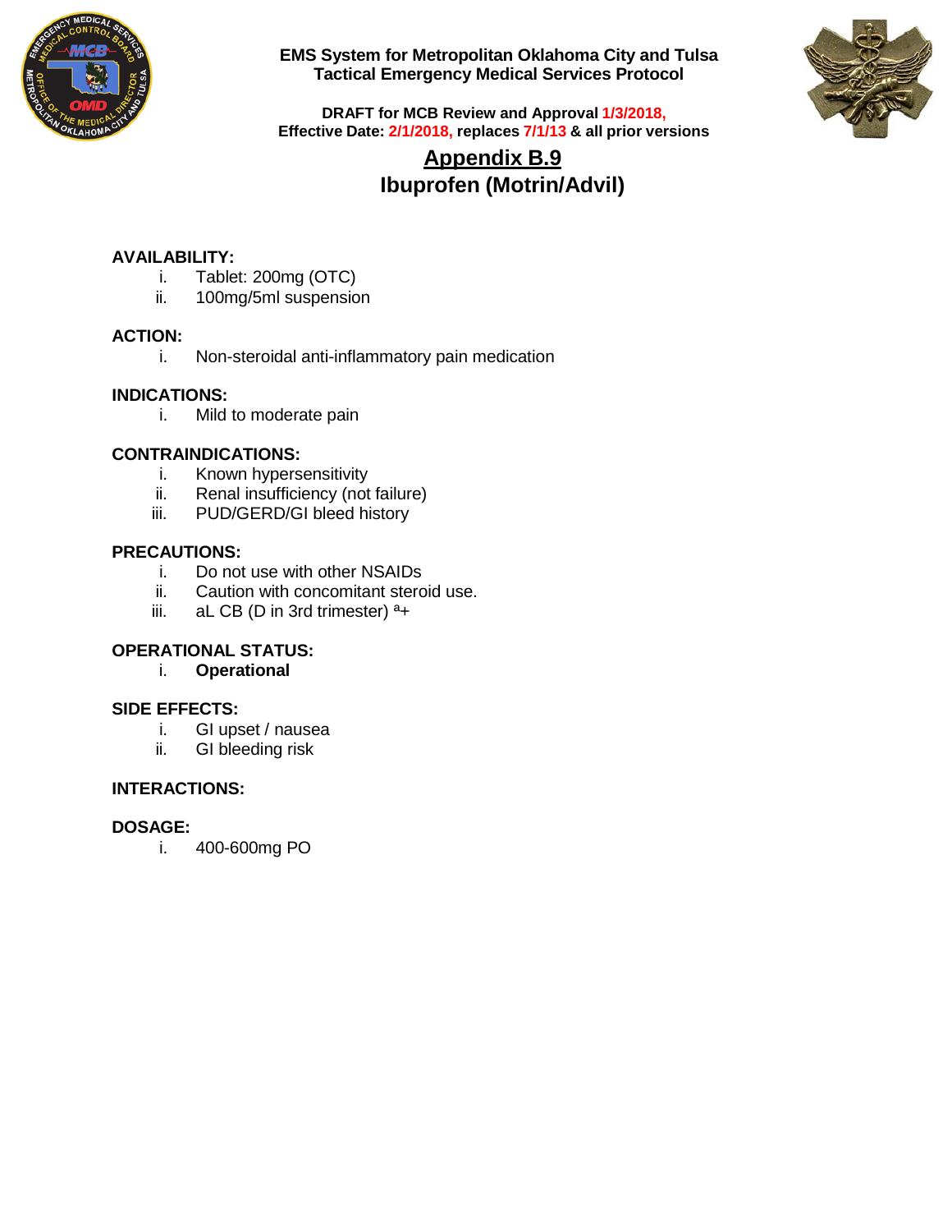**EMS System for Metropolitan Oklahoma City and Tulsa**
**Tactical Emergency Medical Services Protocol**

**DRAFT for MCB Review and Approval 1/3/2018,**
**Effective Date: 2/1/2018, replaces 7/1/13 & all prior versions**

# Appendix B.9
# Ibuprofen (Motrin/Advil)

**AVAILABILITY:**

i. Tablet: 200mg (OTC)
ii. 100mg/5ml suspension

**ACTION:**

i. Non-steroidal anti-inflammatory pain medication

**INDICATIONS:**

i. Mild to moderate pain

**CONTRAINDICATIONS:**

i. Known hypersensitivity
ii. Renal insufficiency (not failure)
iii. PUD/GERD/GI bleed history

**PRECAUTIONS:**

i. Do not use with other NSAIDs
ii. Caution with concomitant steroid use.
iii. aL CB (D in 3rd trimester) ª+

**OPERATIONAL STATUS:**

i. **Operational**

**SIDE EFFECTS:**

i. GI upset / nausea
ii. GI bleeding risk

**INTERACTIONS:**

**DOSAGE:**

i. 400-600mg PO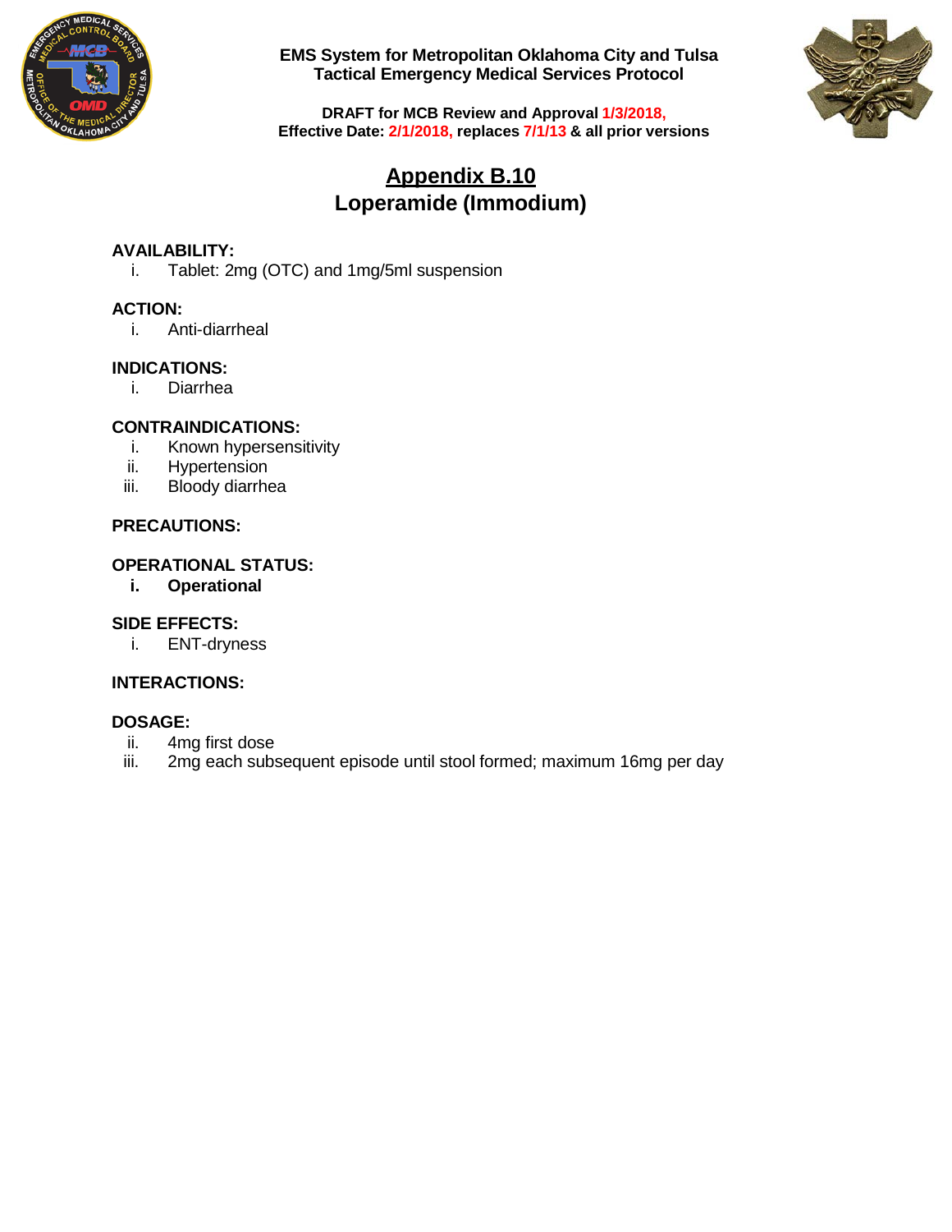**EMS System for Metropolitan Oklahoma City and Tulsa**
**Tactical Emergency Medical Services Protocol**

**DRAFT for MCB Review and Approval 1/3/2018,**
**Effective Date: 2/1/2018, replaces 7/1/13 & all prior versions**

# Appendix B.10
## Loperamide (Immodium)

**AVAILABILITY:**

i. Tablet: 2mg (OTC) and 1mg/5ml suspension

**ACTION:**

i. Anti-diarrheal

**INDICATIONS:**

i. Diarrhea

**CONTRAINDICATIONS:**

i. Known hypersensitivity
ii. Hypertension
iii. Bloody diarrhea

**PRECAUTIONS:**

**OPERATIONAL STATUS:**

**i. Operational**

**SIDE EFFECTS:**

i. ENT-dryness

**INTERACTIONS:**

**DOSAGE:**

ii. 4mg first dose
iii. 2mg each subsequent episode until stool formed; maximum 16mg per day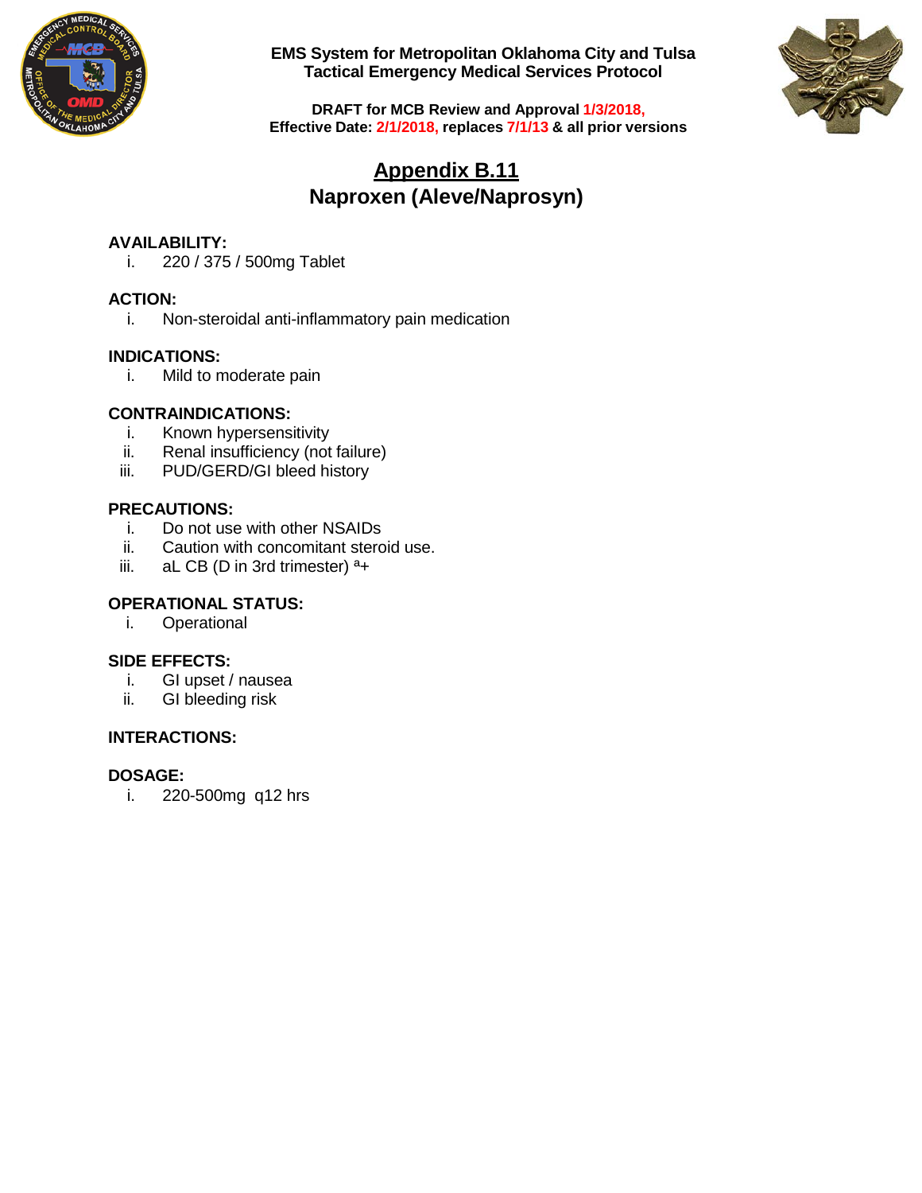**EMS System for Metropolitan Oklahoma City and Tulsa**
**Tactical Emergency Medical Services Protocol**

**DRAFT for MCB Review and Approval 1/3/2018,**
**Effective Date: 2/1/2018, replaces 7/1/13 & all prior versions**

# Appendix B.11
## Naproxen (Aleve/Naprosyn)

**AVAILABILITY:**

i. 220 / 375 / 500mg Tablet

**ACTION:**

i. Non-steroidal anti-inflammatory pain medication

**INDICATIONS:**

i. Mild to moderate pain

**CONTRAINDICATIONS:**

i. Known hypersensitivity
ii. Renal insufficiency (not failure)
iii. PUD/GERD/GI bleed history

**PRECAUTIONS:**

i. Do not use with other NSAIDs
ii. Caution with concomitant steroid use.
iii. aL CB (D in 3rd trimester) ª+

**OPERATIONAL STATUS:**

i. Operational

**SIDE EFFECTS:**

i. GI upset / nausea
ii. GI bleeding risk

**INTERACTIONS:**

**DOSAGE:**

i. 220-500mg q12 hrs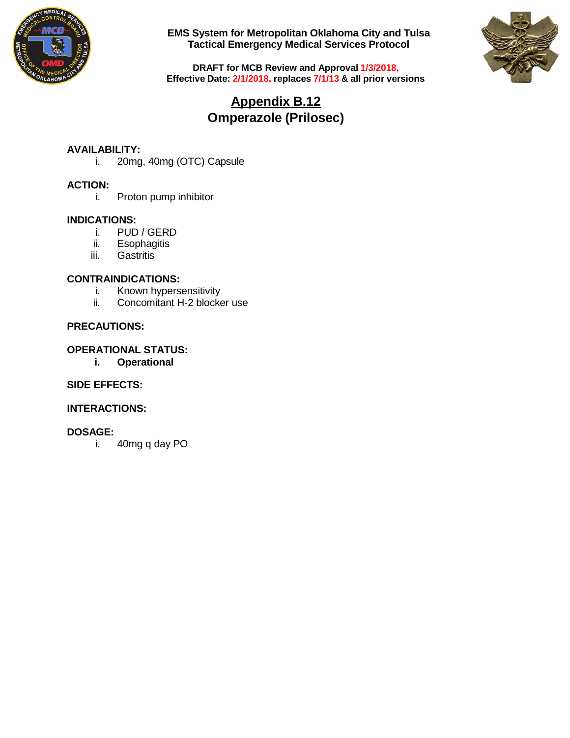# Appendix B.12

## Omperazole (Prilosec)

**AVAILABILITY:**

i. 20mg, 40mg (OTC) Capsule

**ACTION:**

i. Proton pump inhibitor

**INDICATIONS:**

i. PUD / GERD
ii. Esophagitis
iii. Gastritis

**CONTRAINDICATIONS:**

i. Known hypersensitivity
ii. Concomitant H-2 blocker use

**PRECAUTIONS:**

**OPERATIONAL STATUS:**

**i. Operational**

**SIDE EFFECTS:**

**INTERACTIONS:**

**DOSAGE:**

i. 40mg q day PO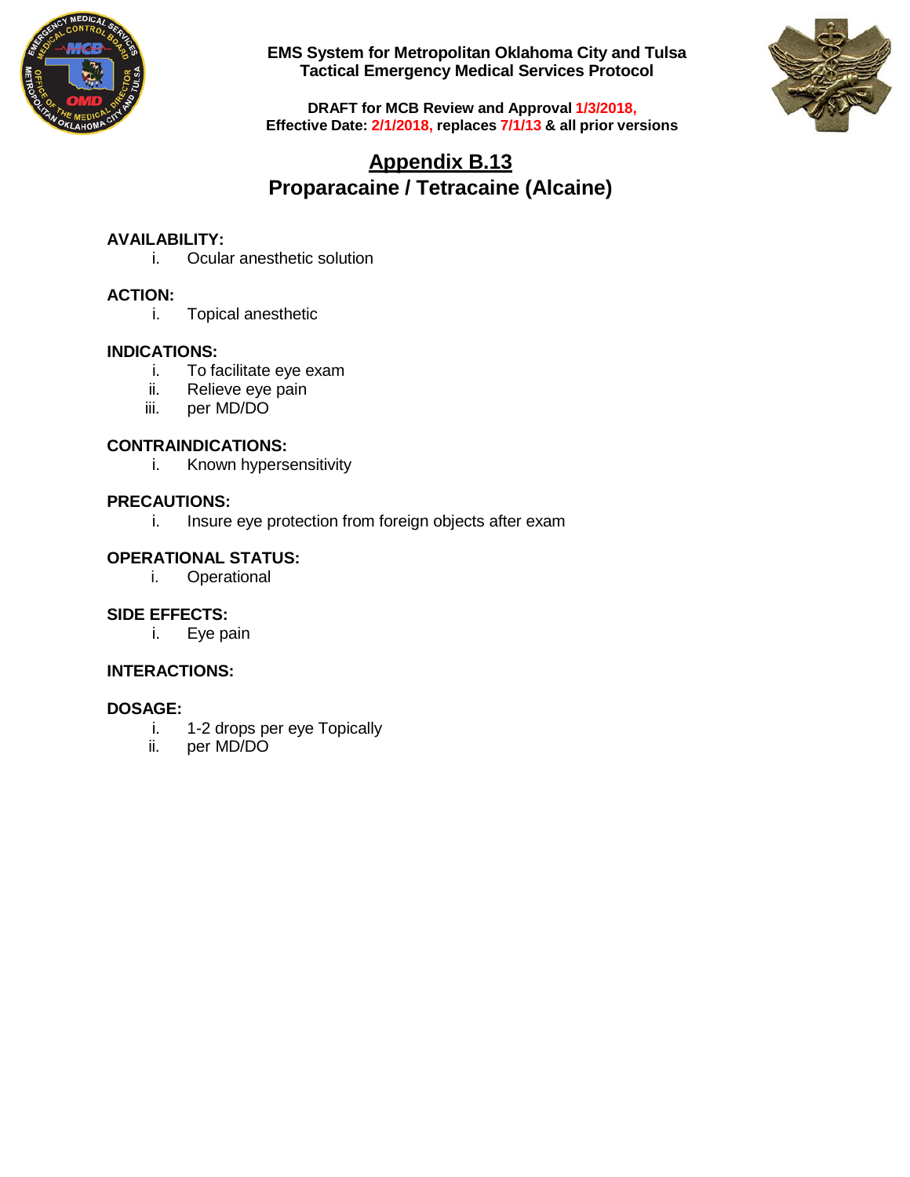**EMS System for Metropolitan Oklahoma City and Tulsa**
**Tactical Emergency Medical Services Protocol**

**DRAFT for MCB Review and Approval 1/3/2018,**
**Effective Date: 2/1/2018, replaces 7/1/13 & all prior versions**

# Appendix B.13

## Proparacaine / Tetracaine (Alcaine)

**AVAILABILITY:**

i. Ocular anesthetic solution

**ACTION:**

i. Topical anesthetic

**INDICATIONS:**

i. To facilitate eye exam
ii. Relieve eye pain
iii. per MD/DO

**CONTRAINDICATIONS:**

i. Known hypersensitivity

**PRECAUTIONS:**

i. Insure eye protection from foreign objects after exam

**OPERATIONAL STATUS:**

i. Operational

**SIDE EFFECTS:**

i. Eye pain

**INTERACTIONS:**

**DOSAGE:**

i. 1-2 drops per eye Topically
ii. per MD/DO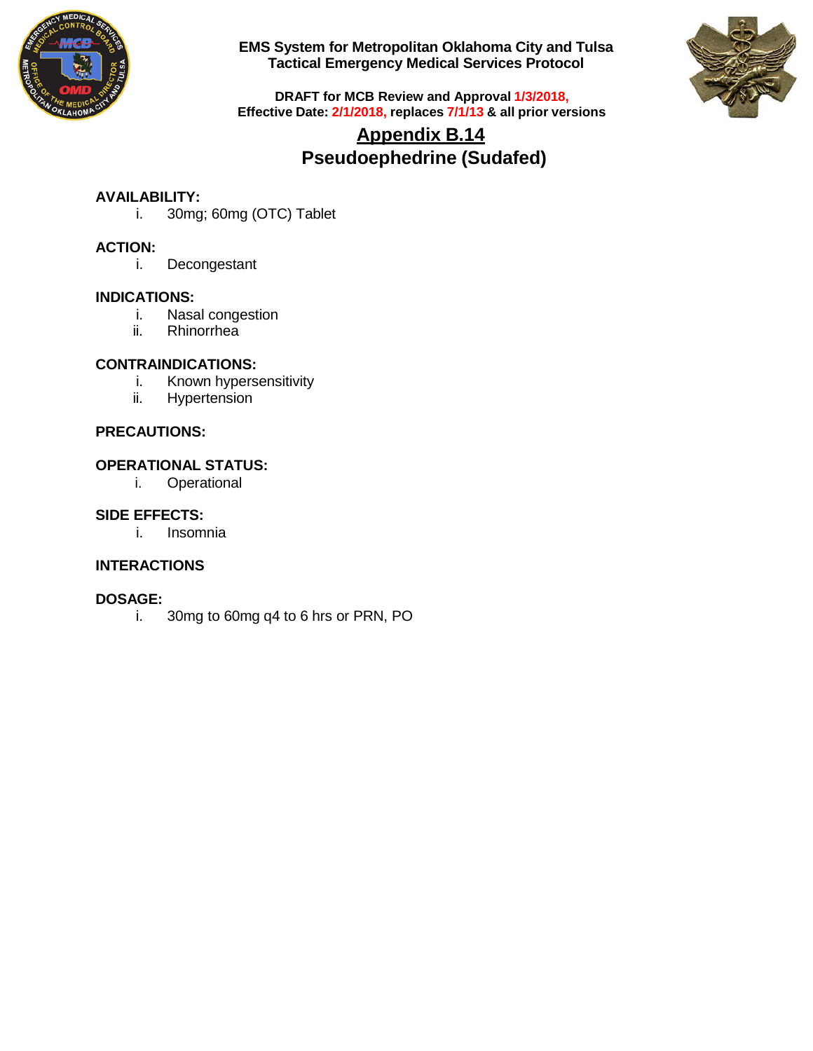# Appendix B.14

# Pseudoephedrine (Sudafed)

**AVAILABILITY:**

i. 30mg; 60mg (OTC) Tablet

**ACTION:**

i. Decongestant

**INDICATIONS:**

i. Nasal congestion
ii. Rhinorrhea

**CONTRAINDICATIONS:**

i. Known hypersensitivity
ii. Hypertension

**PRECAUTIONS:**

**OPERATIONAL STATUS:**

i. Operational

**SIDE EFFECTS:**

i. Insomnia

**INTERACTIONS**

**DOSAGE:**

i. 30mg to 60mg q4 to 6 hrs or PRN, PO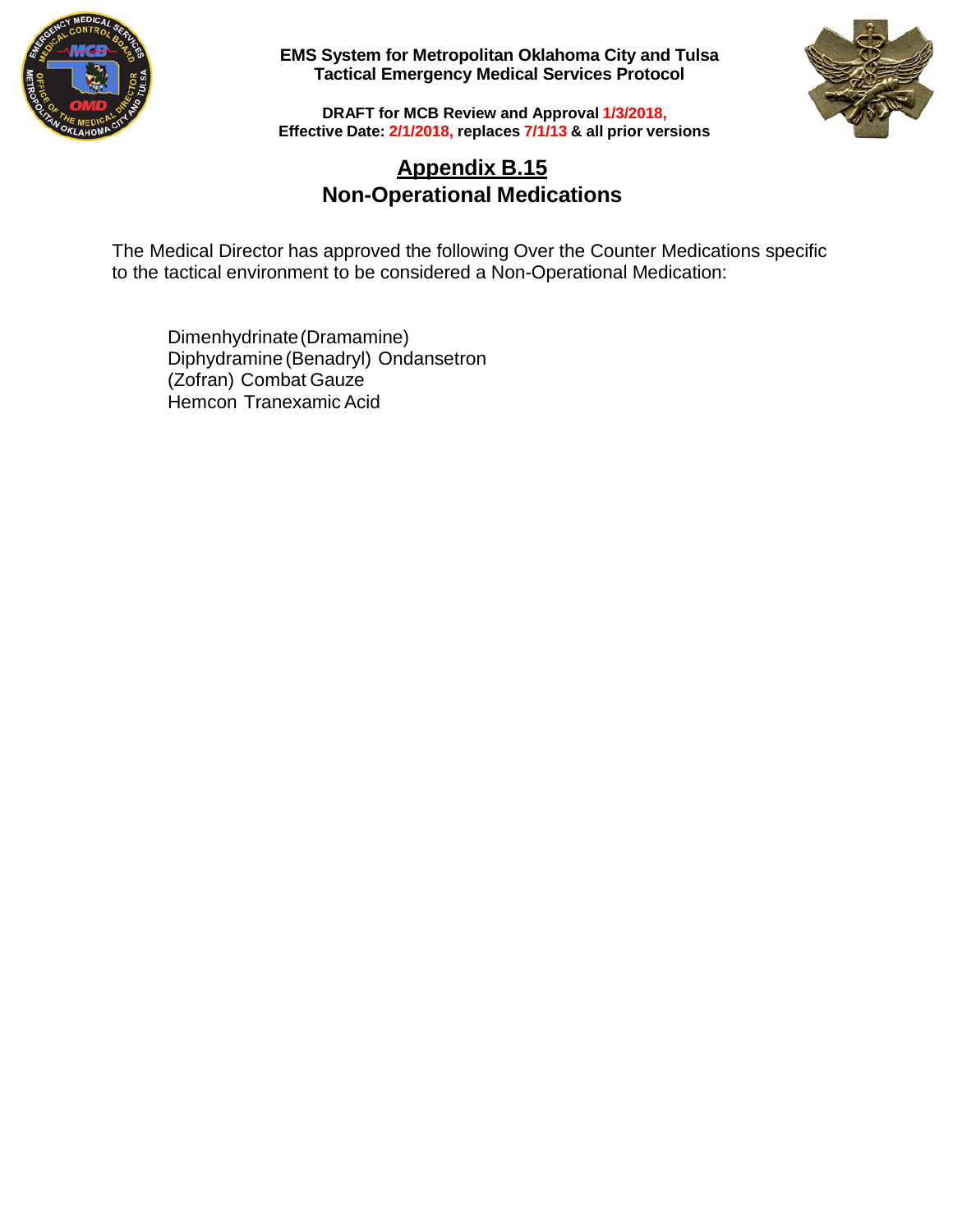# Appendix B.15

## Non-Operational Medications

The Medical Director has approved the following Over the Counter Medications specific to the tactical environment to be considered a Non-Operational Medication:

Dimenhydrinate (Dramamine)
Diphydramine (Benadryl) Ondansetron
(Zofran) Combat Gauze
Hemcon Tranexamic Acid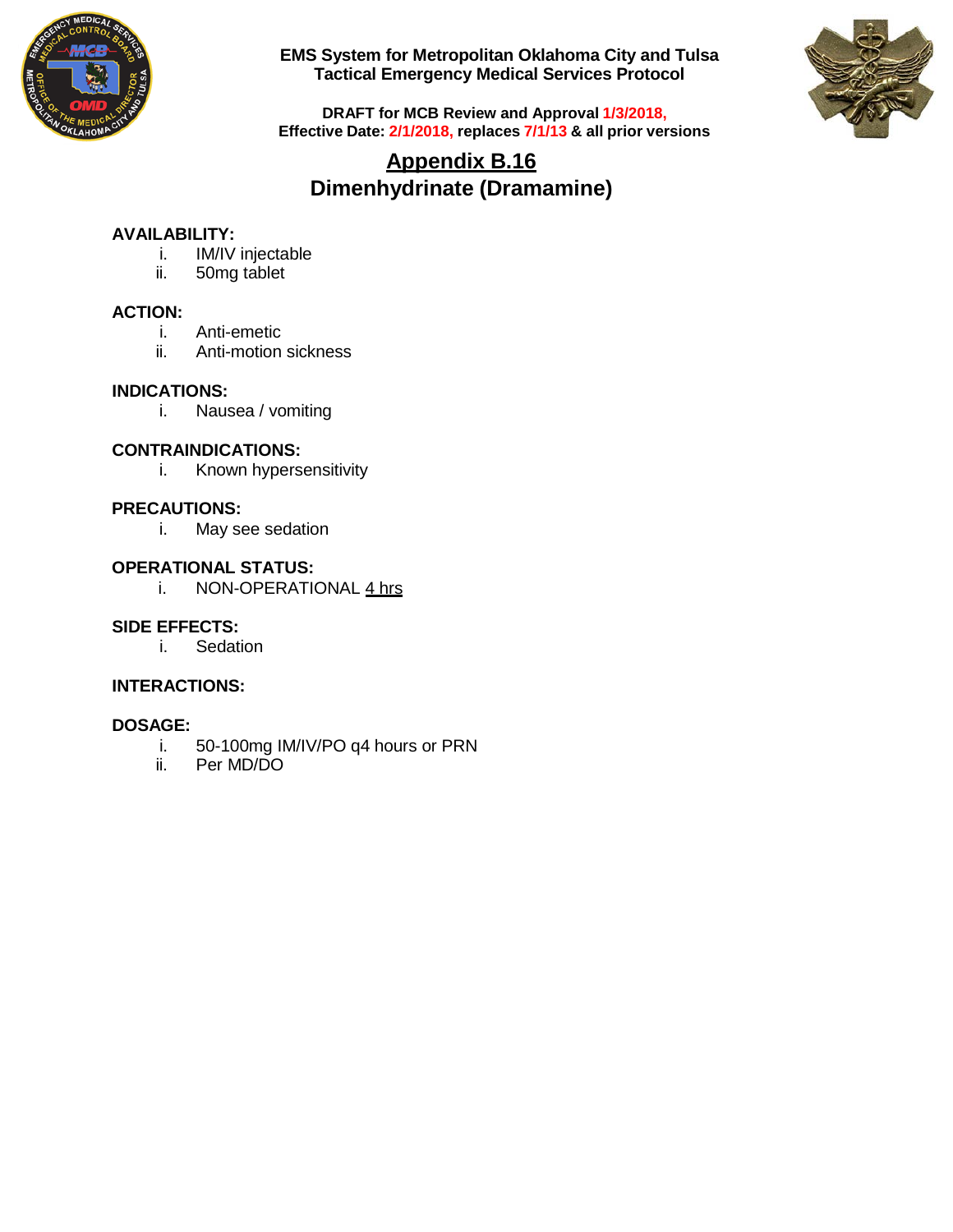# Appendix B.16
## Dimenhydrinate (Dramamine)

**AVAILABILITY:**

i. IM/IV injectable
ii. 50mg tablet

**ACTION:**

i. Anti-emetic
ii. Anti-motion sickness

**INDICATIONS:**

i. Nausea / vomiting

**CONTRAINDICATIONS:**

i. Known hypersensitivity

**PRECAUTIONS:**

i. May see sedation

**OPERATIONAL STATUS:**

i. NON-OPERATIONAL <u>4 hrs</u>

**SIDE EFFECTS:**

i. Sedation

**INTERACTIONS:**

**DOSAGE:**

i. 50-100mg IM/IV/PO q4 hours or PRN
ii. Per MD/DO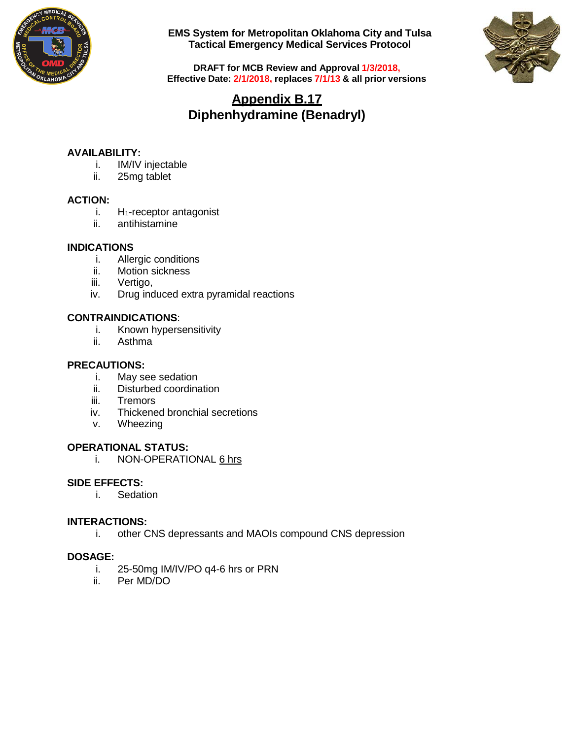EMS System for Metropolitan Oklahoma City and Tulsa
Tactical Emergency Medical Services Protocol

DRAFT for MCB Review and Approval 1/3/2018,
Effective Date: 2/1/2018, replaces 7/1/13 & all prior versions

# Appendix B.17
# Diphenhydramine (Benadryl)

**AVAILABILITY:**
- i. IM/IV injectable
- ii. 25mg tablet

**ACTION:**
- i. $H_1$-receptor antagonist
- ii. antihistamine

**INDICATIONS**
- i. Allergic conditions
- ii. Motion sickness
- iii. Vertigo,
- iv. Drug induced extra pyramidal reactions

**CONTRAINDICATIONS**:
- i. Known hypersensitivity
- ii. Asthma

**PRECAUTIONS:**
- i. May see sedation
- ii. Disturbed coordination
- iii. Tremors
- iv. Thickened bronchial secretions
- v. Wheezing

**OPERATIONAL STATUS:**
- i. NON-OPERATIONAL <u>6 hrs</u>

**SIDE EFFECTS:**
- i. Sedation

**INTERACTIONS:**
- i. other CNS depressants and MAOIs compound CNS depression

**DOSAGE:**
- i. 25-50mg IM/IV/PO q4-6 hrs or PRN
- ii. Per MD/DO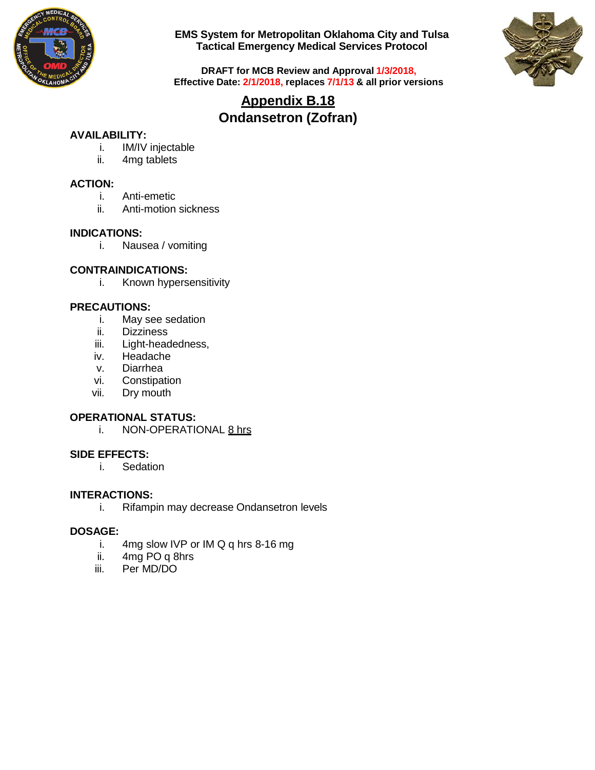**EMS System for Metropolitan Oklahoma City and Tulsa**
**Tactical Emergency Medical Services Protocol**

**DRAFT for MCB Review and Approval 1/3/2018,**
**Effective Date: 2/1/2018, replaces 7/1/13 & all prior versions**

# Appendix B.18
# Ondansetron (Zofran)

**AVAILABILITY:**

i. IM/IV injectable
ii. 4mg tablets

**ACTION:**

i. Anti-emetic
ii. Anti-motion sickness

**INDICATIONS:**

i. Nausea / vomiting

**CONTRAINDICATIONS:**

i. Known hypersensitivity

**PRECAUTIONS:**

i. May see sedation
ii. Dizziness
iii. Light-headedness,
iv. Headache
v. Diarrhea
vi. Constipation
vii. Dry mouth

**OPERATIONAL STATUS:**

i. NON-OPERATIONAL 8 hrs

**SIDE EFFECTS:**

i. Sedation

**INTERACTIONS:**

i. Rifampin may decrease Ondansetron levels

**DOSAGE:**

i. 4mg slow IVP or IM Q q hrs 8-16 mg
ii. 4mg PO q 8hrs
iii. Per MD/DO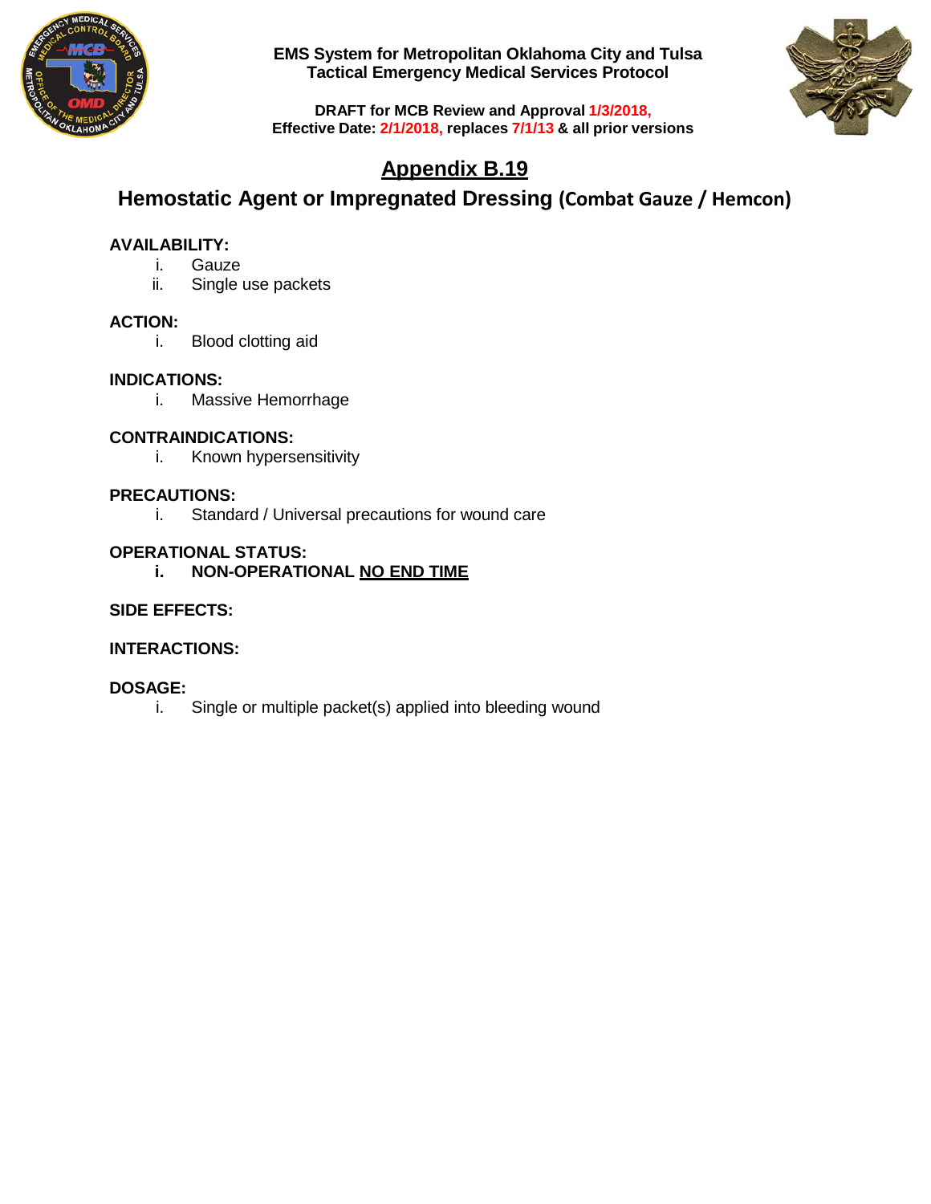**EMS System for Metropolitan Oklahoma City and Tulsa**
**Tactical Emergency Medical Services Protocol**

**DRAFT for MCB Review and Approval 1/3/2018,**
**Effective Date: 2/1/2018, replaces 7/1/13 & all prior versions**

# Appendix B.19

## Hemostatic Agent or Impregnated Dressing (Combat Gauze / Hemcon)

**AVAILABILITY:**

i. Gauze
ii. Single use packets

**ACTION:**

i. Blood clotting aid

**INDICATIONS:**

i. Massive Hemorrhage

**CONTRAINDICATIONS:**

i. Known hypersensitivity

**PRECAUTIONS:**

i. Standard / Universal precautions for wound care

**OPERATIONAL STATUS:**

**i. NON-OPERATIONAL NO END TIME**

**SIDE EFFECTS:**

**INTERACTIONS:**

**DOSAGE:**

i. Single or multiple packet(s) applied into bleeding wound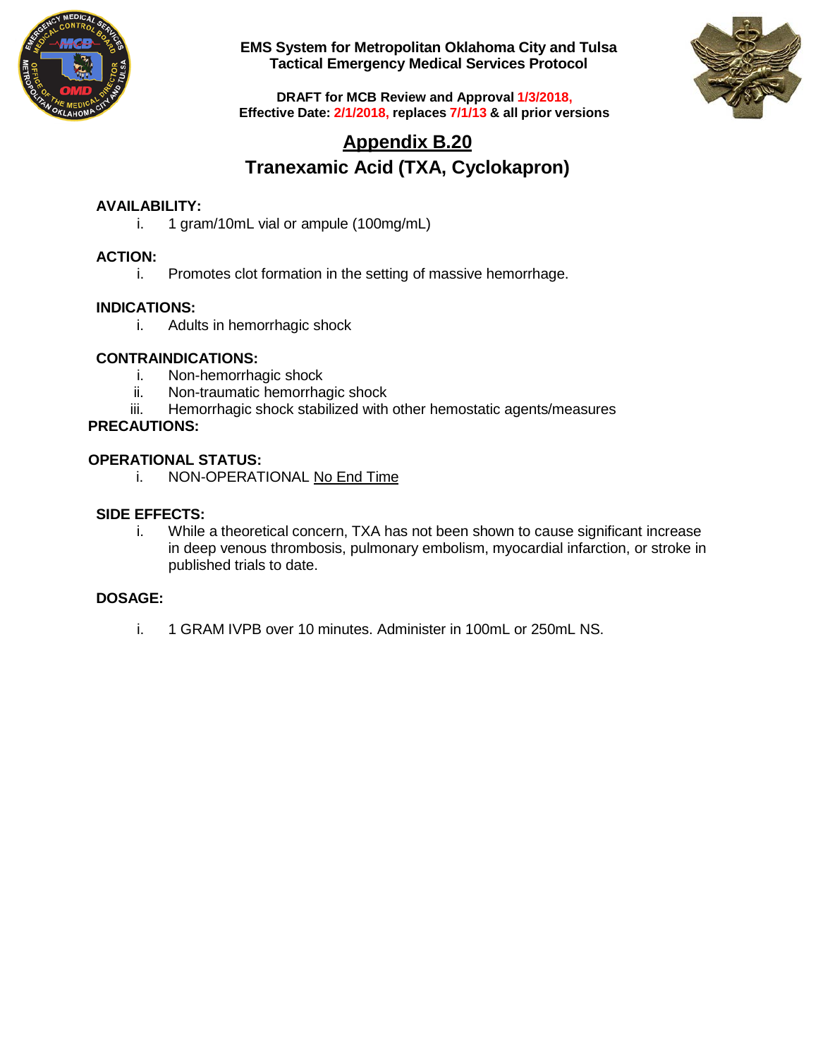**EMS System for Metropolitan Oklahoma City and Tulsa**
**Tactical Emergency Medical Services Protocol**

**DRAFT for MCB Review and Approval 1/3/2018,**
**Effective Date: 2/1/2018, replaces 7/1/13 & all prior versions**

# Appendix B.20

## Tranexamic Acid (TXA, Cyclokapron)

**AVAILABILITY:**

i. 1 gram/10mL vial or ampule (100mg/mL)

**ACTION:**

i. Promotes clot formation in the setting of massive hemorrhage.

**INDICATIONS:**

i. Adults in hemorrhagic shock

**CONTRAINDICATIONS:**

i. Non-hemorrhagic shock
ii. Non-traumatic hemorrhagic shock
iii. Hemorrhagic shock stabilized with other hemostatic agents/measures

**PRECAUTIONS:**

**OPERATIONAL STATUS:**

i. NON-OPERATIONAL No End Time

**SIDE EFFECTS:**

i. While a theoretical concern, TXA has not been shown to cause significant increase in deep venous thrombosis, pulmonary embolism, myocardial infarction, or stroke in published trials to date.

**DOSAGE:**

i. 1 GRAM IVPB over 10 minutes. Administer in 100mL or 250mL NS.